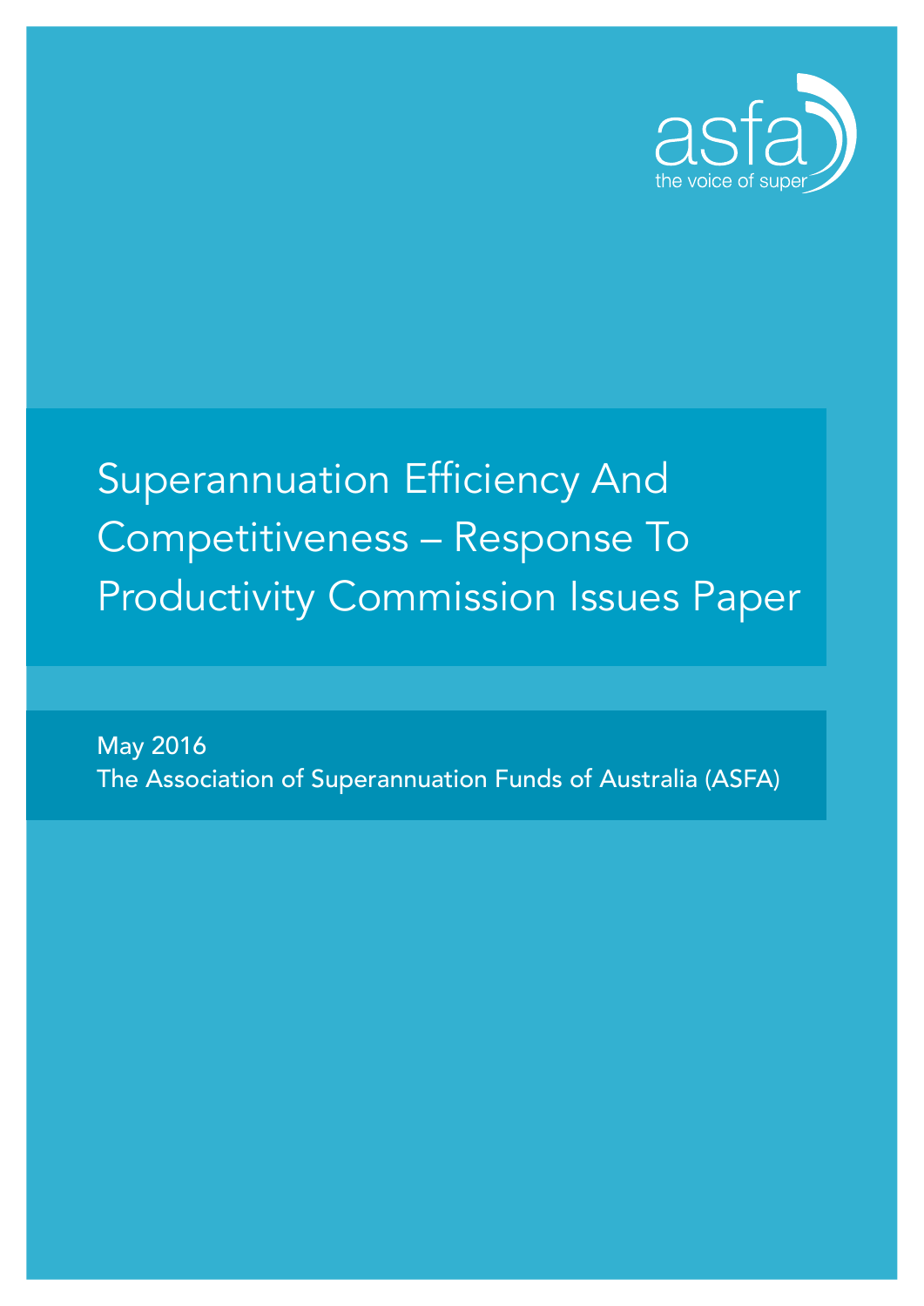asfa

the voice of super

# Superannuation Efficiency And Competitiveness – Response To Productivity Commission Issues Paper

May 2016

The Association of Superannuation Funds of Australia (ASFA)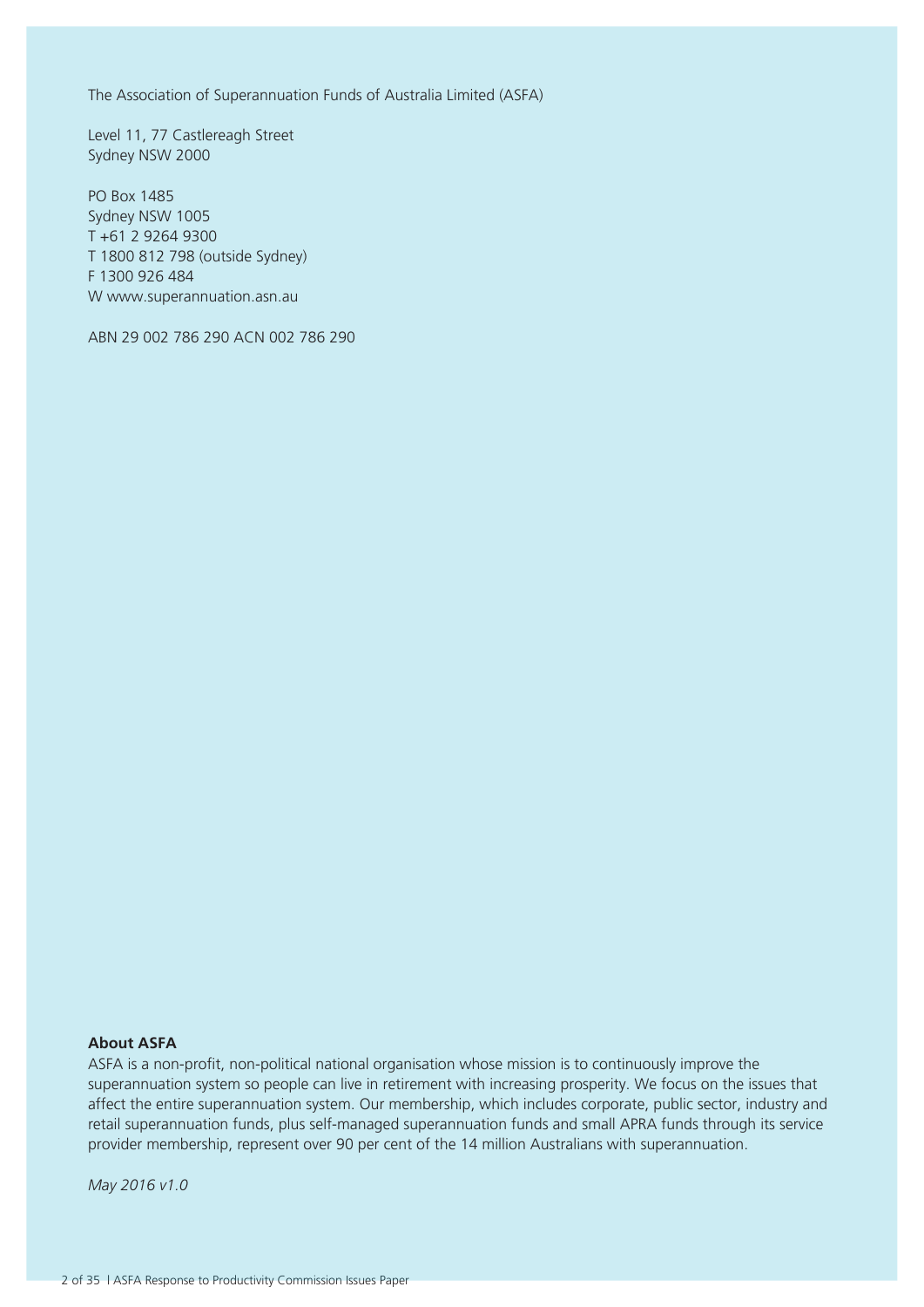The Association of Superannuation Funds of Australia Limited (ASFA)

Level 11, 77 Castlereagh Street
Sydney NSW 2000

PO Box 1485
Sydney NSW 1005
T +61 2 9264 9300
T 1800 812 798 (outside Sydney)
F 1300 926 484
W www.superannuation.asn.au

ABN 29 002 786 290 ACN 002 786 290

**About ASFA**

ASFA is a non-profit, non-political national organisation whose mission is to continuously improve the superannuation system so people can live in retirement with increasing prosperity. We focus on the issues that affect the entire superannuation system. Our membership, which includes corporate, public sector, industry and retail superannuation funds, plus self-managed superannuation funds and small APRA funds through its service provider membership, represent over 90 per cent of the 14 million Australians with superannuation.

*May 2016 v1.0*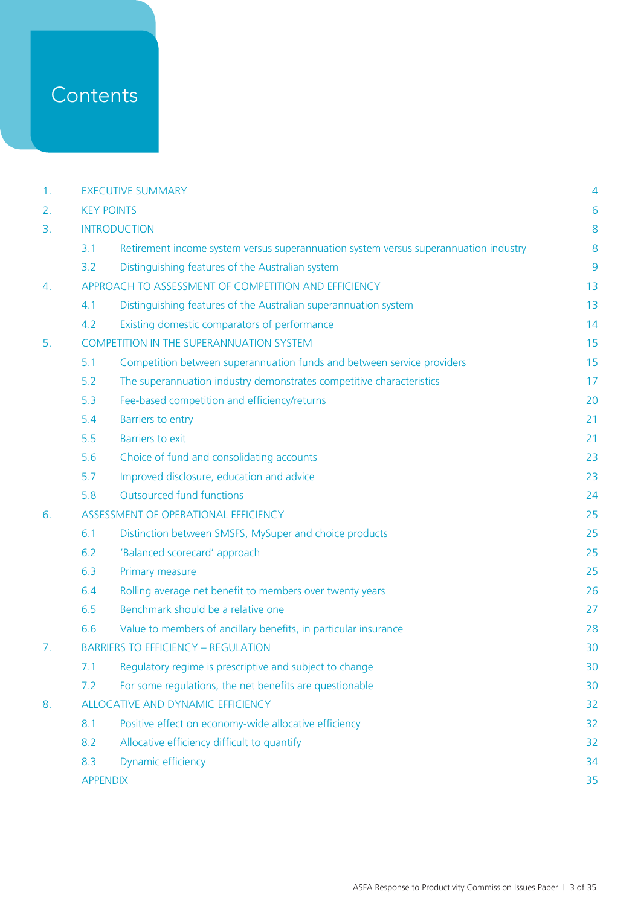# Contents

| | | | |
|---|---|---|---|
| 1. | EXECUTIVE SUMMARY | | 4 |
| 2. | KEY POINTS | | 6 |
| 3. | INTRODUCTION | | 8 |
| | 3.1 | Retirement income system versus superannuation system versus superannuation industry | 8 |
| | 3.2 | Distinguishing features of the Australian system | 9 |
| 4. | APPROACH TO ASSESSMENT OF COMPETITION AND EFFICIENCY | | 13 |
| | 4.1 | Distinguishing features of the Australian superannuation system | 13 |
| | 4.2 | Existing domestic comparators of performance | 14 |
| 5. | COMPETITION IN THE SUPERANNUATION SYSTEM | | 15 |
| | 5.1 | Competition between superannuation funds and between service providers | 15 |
| | 5.2 | The superannuation industry demonstrates competitive characteristics | 17 |
| | 5.3 | Fee-based competition and efficiency/returns | 20 |
| | 5.4 | Barriers to entry | 21 |
| | 5.5 | Barriers to exit | 21 |
| | 5.6 | Choice of fund and consolidating accounts | 23 |
| | 5.7 | Improved disclosure, education and advice | 23 |
| | 5.8 | Outsourced fund functions | 24 |
| 6. | ASSESSMENT OF OPERATIONAL EFFICIENCY | | 25 |
| | 6.1 | Distinction between SMSFS, MySuper and choice products | 25 |
| | 6.2 | 'Balanced scorecard' approach | 25 |
| | 6.3 | Primary measure | 25 |
| | 6.4 | Rolling average net benefit to members over twenty years | 26 |
| | 6.5 | Benchmark should be a relative one | 27 |
| | 6.6 | Value to members of ancillary benefits, in particular insurance | 28 |
| 7. | BARRIERS TO EFFICIENCY – REGULATION | | 30 |
| | 7.1 | Regulatory regime is prescriptive and subject to change | 30 |
| | 7.2 | For some regulations, the net benefits are questionable | 30 |
| 8. | ALLOCATIVE AND DYNAMIC EFFICIENCY | | 32 |
| | 8.1 | Positive effect on economy-wide allocative efficiency | 32 |
| | 8.2 | Allocative efficiency difficult to quantify | 32 |
| | 8.3 | Dynamic efficiency | 34 |
| | APPENDIX | | 35 |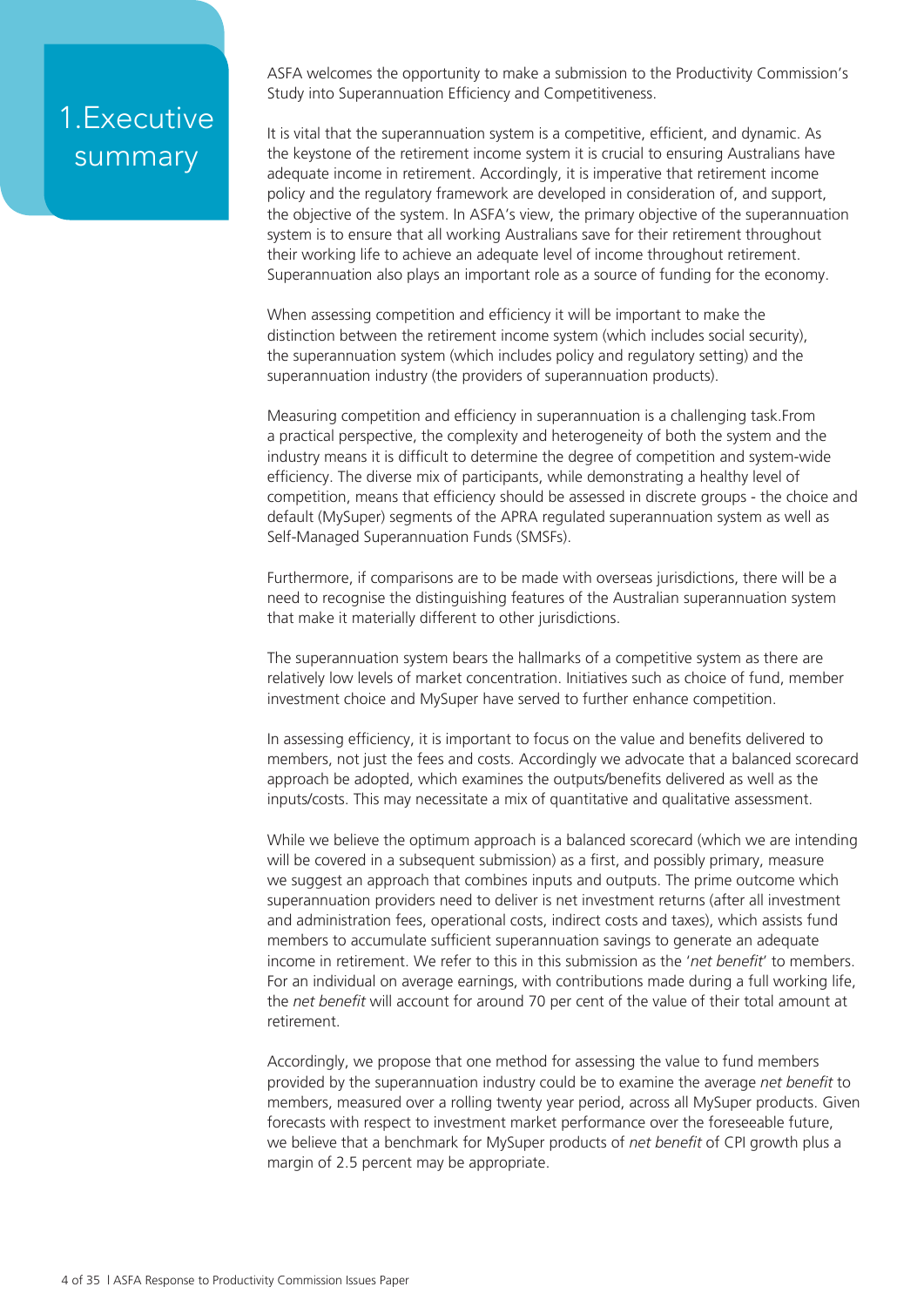# 1. Executive summary

ASFA welcomes the opportunity to make a submission to the Productivity Commission's Study into Superannuation Efficiency and Competitiveness.

It is vital that the superannuation system is a competitive, efficient, and dynamic. As the keystone of the retirement income system it is crucial to ensuring Australians have adequate income in retirement. Accordingly, it is imperative that retirement income policy and the regulatory framework are developed in consideration of, and support, the objective of the system. In ASFA's view, the primary objective of the superannuation system is to ensure that all working Australians save for their retirement throughout their working life to achieve an adequate level of income throughout retirement. Superannuation also plays an important role as a source of funding for the economy.

When assessing competition and efficiency it will be important to make the distinction between the retirement income system (which includes social security), the superannuation system (which includes policy and regulatory setting) and the superannuation industry (the providers of superannuation products).

Measuring competition and efficiency in superannuation is a challenging task.From a practical perspective, the complexity and heterogeneity of both the system and the industry means it is difficult to determine the degree of competition and system-wide efficiency. The diverse mix of participants, while demonstrating a healthy level of competition, means that efficiency should be assessed in discrete groups - the choice and default (MySuper) segments of the APRA regulated superannuation system as well as Self-Managed Superannuation Funds (SMSFs).

Furthermore, if comparisons are to be made with overseas jurisdictions, there will be a need to recognise the distinguishing features of the Australian superannuation system that make it materially different to other jurisdictions.

The superannuation system bears the hallmarks of a competitive system as there are relatively low levels of market concentration. Initiatives such as choice of fund, member investment choice and MySuper have served to further enhance competition.

In assessing efficiency, it is important to focus on the value and benefits delivered to members, not just the fees and costs. Accordingly we advocate that a balanced scorecard approach be adopted, which examines the outputs/benefits delivered as well as the inputs/costs. This may necessitate a mix of quantitative and qualitative assessment.

While we believe the optimum approach is a balanced scorecard (which we are intending will be covered in a subsequent submission) as a first, and possibly primary, measure we suggest an approach that combines inputs and outputs. The prime outcome which superannuation providers need to deliver is net investment returns (after all investment and administration fees, operational costs, indirect costs and taxes), which assists fund members to accumulate sufficient superannuation savings to generate an adequate income in retirement. We refer to this in this submission as the '*net benefit*' to members. For an individual on average earnings, with contributions made during a full working life, the *net benefit* will account for around 70 per cent of the value of their total amount at retirement.

Accordingly, we propose that one method for assessing the value to fund members provided by the superannuation industry could be to examine the average *net benefit* to members, measured over a rolling twenty year period, across all MySuper products. Given forecasts with respect to investment market performance over the foreseeable future, we believe that a benchmark for MySuper products of *net benefit* of CPI growth plus a margin of 2.5 percent may be appropriate.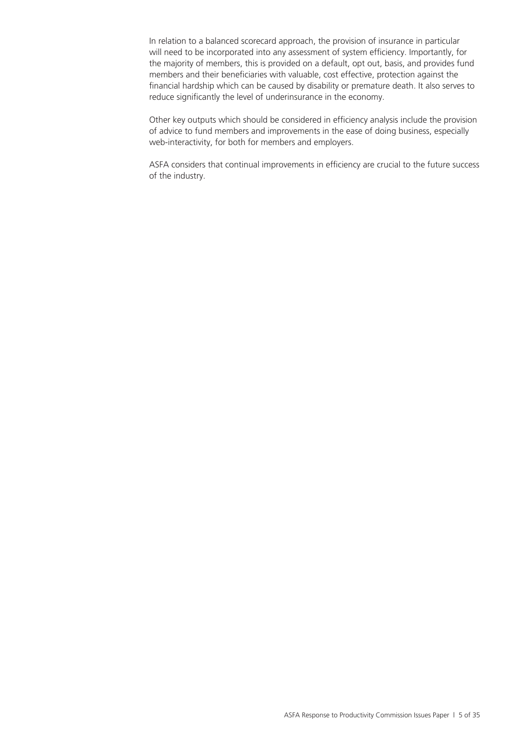In relation to a balanced scorecard approach, the provision of insurance in particular will need to be incorporated into any assessment of system efficiency. Importantly, for the majority of members, this is provided on a default, opt out, basis, and provides fund members and their beneficiaries with valuable, cost effective, protection against the financial hardship which can be caused by disability or premature death. It also serves to reduce significantly the level of underinsurance in the economy.

Other key outputs which should be considered in efficiency analysis include the provision of advice to fund members and improvements in the ease of doing business, especially web-interactivity, for both for members and employers.

ASFA considers that continual improvements in efficiency are crucial to the future success of the industry.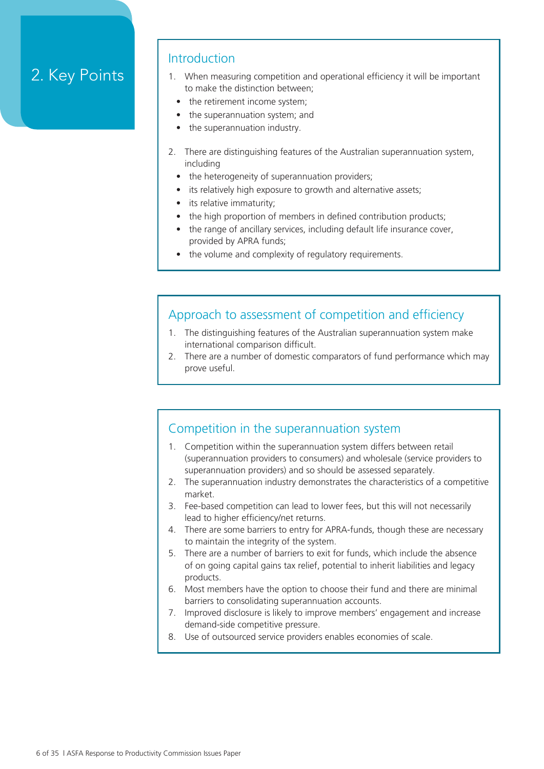# 2. Key Points

## Introduction

1. When measuring competition and operational efficiency it will be important to make the distinction between;
   - the retirement income system;
   - the superannuation system; and
   - the superannuation industry.

2. There are distinguishing features of the Australian superannuation system, including
   - the heterogeneity of superannuation providers;
   - its relatively high exposure to growth and alternative assets;
   - its relative immaturity;
   - the high proportion of members in defined contribution products;
   - the range of ancillary services, including default life insurance cover, provided by APRA funds;
   - the volume and complexity of regulatory requirements.

## Approach to assessment of competition and efficiency

1. The distinguishing features of the Australian superannuation system make international comparison difficult.
2. There are a number of domestic comparators of fund performance which may prove useful.

## Competition in the superannuation system

1. Competition within the superannuation system differs between retail (superannuation providers to consumers) and wholesale (service providers to superannuation providers) and so should be assessed separately.
2. The superannuation industry demonstrates the characteristics of a competitive market.
3. Fee-based competition can lead to lower fees, but this will not necessarily lead to higher efficiency/net returns.
4. There are some barriers to entry for APRA-funds, though these are necessary to maintain the integrity of the system.
5. There are a number of barriers to exit for funds, which include the absence of on going capital gains tax relief, potential to inherit liabilities and legacy products.
6. Most members have the option to choose their fund and there are minimal barriers to consolidating superannuation accounts.
7. Improved disclosure is likely to improve members' engagement and increase demand-side competitive pressure.
8. Use of outsourced service providers enables economies of scale.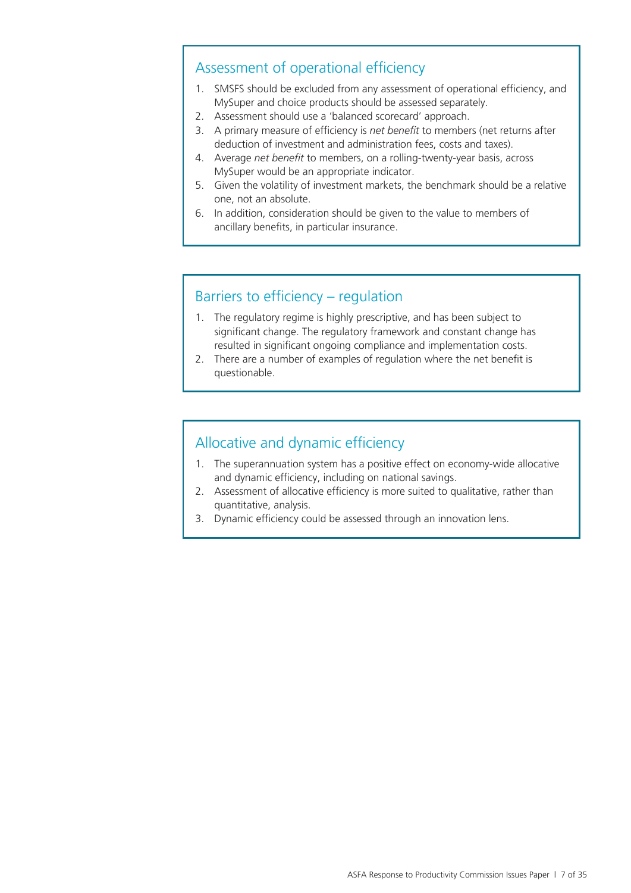## Assessment of operational efficiency

1. SMSFS should be excluded from any assessment of operational efficiency, and MySuper and choice products should be assessed separately.
2. Assessment should use a 'balanced scorecard' approach.
3. A primary measure of efficiency is *net benefit* to members (net returns after deduction of investment and administration fees, costs and taxes).
4. Average *net benefit* to members, on a rolling-twenty-year basis, across MySuper would be an appropriate indicator.
5. Given the volatility of investment markets, the benchmark should be a relative one, not an absolute.
6. In addition, consideration should be given to the value to members of ancillary benefits, in particular insurance.

## Barriers to efficiency – regulation

1. The regulatory regime is highly prescriptive, and has been subject to significant change. The regulatory framework and constant change has resulted in significant ongoing compliance and implementation costs.
2. There are a number of examples of regulation where the net benefit is questionable.

## Allocative and dynamic efficiency

1. The superannuation system has a positive effect on economy-wide allocative and dynamic efficiency, including on national savings.
2. Assessment of allocative efficiency is more suited to qualitative, rather than quantitative, analysis.
3. Dynamic efficiency could be assessed through an innovation lens.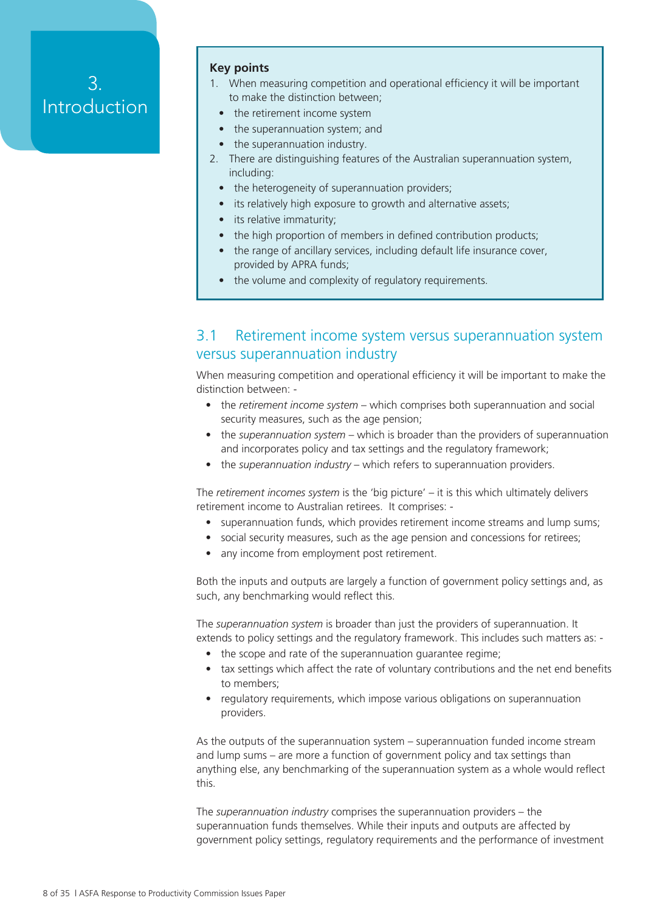# 3. Introduction

**Key points**

1. When measuring competition and operational efficiency it will be important to make the distinction between;
   - the retirement income system
   - the superannuation system; and
   - the superannuation industry.
2. There are distinguishing features of the Australian superannuation system, including:
   - the heterogeneity of superannuation providers;
   - its relatively high exposure to growth and alternative assets;
   - its relative immaturity;
   - the high proportion of members in defined contribution products;
   - the range of ancillary services, including default life insurance cover, provided by APRA funds;
   - the volume and complexity of regulatory requirements.

## 3.1 Retirement income system versus superannuation system versus superannuation industry

When measuring competition and operational efficiency it will be important to make the distinction between: -

- the *retirement income system* – which comprises both superannuation and social security measures, such as the age pension;
- the *superannuation system* – which is broader than the providers of superannuation and incorporates policy and tax settings and the regulatory framework;
- the *superannuation industry* – which refers to superannuation providers.

The *retirement incomes system* is the 'big picture' – it is this which ultimately delivers retirement income to Australian retirees. It comprises: -

- superannuation funds, which provides retirement income streams and lump sums;
- social security measures, such as the age pension and concessions for retirees;
- any income from employment post retirement.

Both the inputs and outputs are largely a function of government policy settings and, as such, any benchmarking would reflect this.

The *superannuation system* is broader than just the providers of superannuation. It extends to policy settings and the regulatory framework. This includes such matters as: -

- the scope and rate of the superannuation guarantee regime;
- tax settings which affect the rate of voluntary contributions and the net end benefits to members;
- regulatory requirements, which impose various obligations on superannuation providers.

As the outputs of the superannuation system – superannuation funded income stream and lump sums – are more a function of government policy and tax settings than anything else, any benchmarking of the superannuation system as a whole would reflect this.

The *superannuation industry* comprises the superannuation providers – the superannuation funds themselves. While their inputs and outputs are affected by government policy settings, regulatory requirements and the performance of investment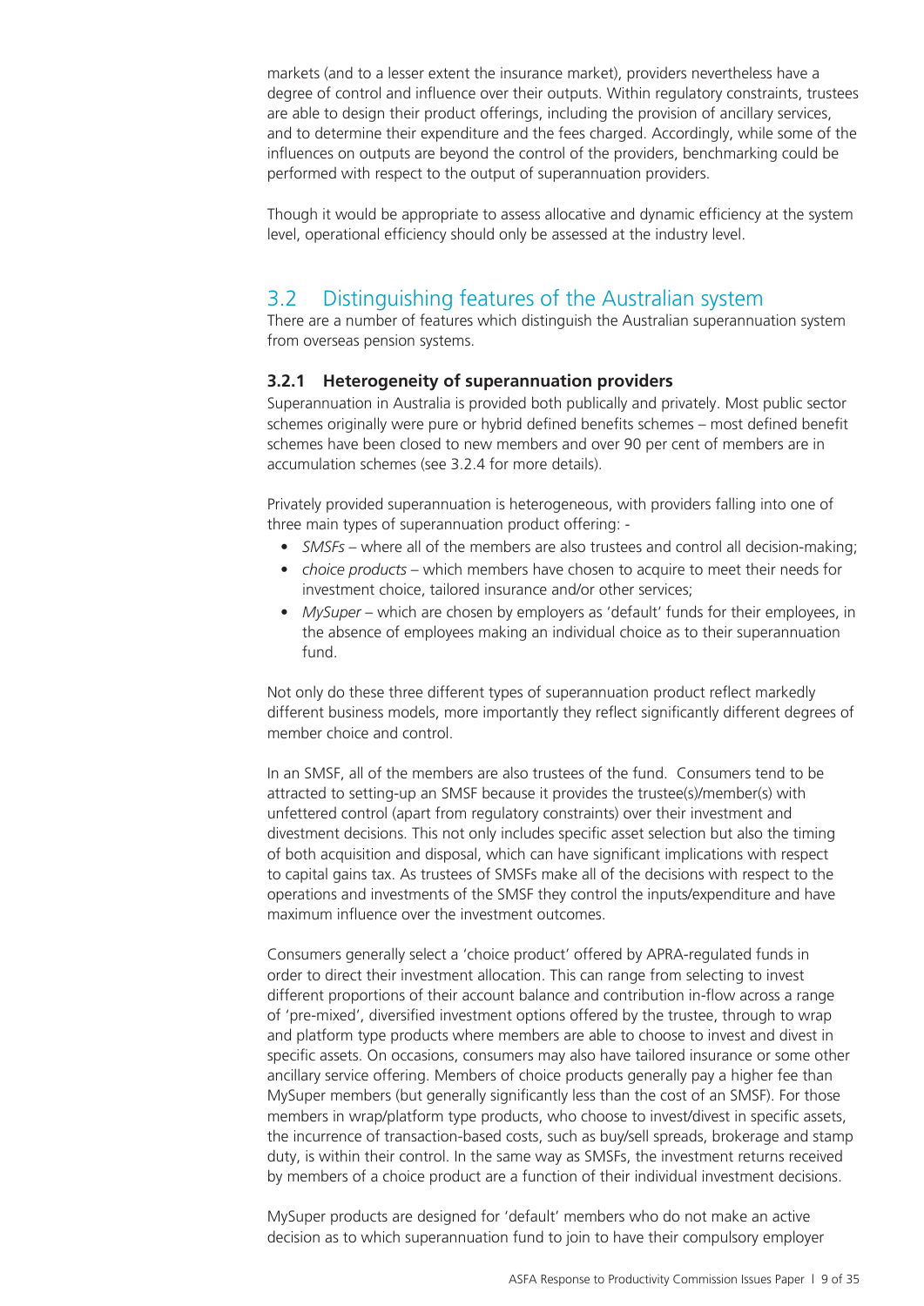markets (and to a lesser extent the insurance market), providers nevertheless have a degree of control and influence over their outputs. Within regulatory constraints, trustees are able to design their product offerings, including the provision of ancillary services, and to determine their expenditure and the fees charged. Accordingly, while some of the influences on outputs are beyond the control of the providers, benchmarking could be performed with respect to the output of superannuation providers.

Though it would be appropriate to assess allocative and dynamic efficiency at the system level, operational efficiency should only be assessed at the industry level.

## 3.2 Distinguishing features of the Australian system

There are a number of features which distinguish the Australian superannuation system from overseas pension systems.

### 3.2.1 Heterogeneity of superannuation providers

Superannuation in Australia is provided both publically and privately. Most public sector schemes originally were pure or hybrid defined benefits schemes – most defined benefit schemes have been closed to new members and over 90 per cent of members are in accumulation schemes (see 3.2.4 for more details).

Privately provided superannuation is heterogeneous, with providers falling into one of three main types of superannuation product offering: -

- *SMSFs* – where all of the members are also trustees and control all decision-making;
- *choice products* – which members have chosen to acquire to meet their needs for investment choice, tailored insurance and/or other services;
- *MySuper* – which are chosen by employers as 'default' funds for their employees, in the absence of employees making an individual choice as to their superannuation fund.

Not only do these three different types of superannuation product reflect markedly different business models, more importantly they reflect significantly different degrees of member choice and control.

In an SMSF, all of the members are also trustees of the fund. Consumers tend to be attracted to setting-up an SMSF because it provides the trustee(s)/member(s) with unfettered control (apart from regulatory constraints) over their investment and divestment decisions. This not only includes specific asset selection but also the timing of both acquisition and disposal, which can have significant implications with respect to capital gains tax. As trustees of SMSFs make all of the decisions with respect to the operations and investments of the SMSF they control the inputs/expenditure and have maximum influence over the investment outcomes.

Consumers generally select a 'choice product' offered by APRA-regulated funds in order to direct their investment allocation. This can range from selecting to invest different proportions of their account balance and contribution in-flow across a range of 'pre-mixed', diversified investment options offered by the trustee, through to wrap and platform type products where members are able to choose to invest and divest in specific assets. On occasions, consumers may also have tailored insurance or some other ancillary service offering. Members of choice products generally pay a higher fee than MySuper members (but generally significantly less than the cost of an SMSF). For those members in wrap/platform type products, who choose to invest/divest in specific assets, the incurrence of transaction-based costs, such as buy/sell spreads, brokerage and stamp duty, is within their control. In the same way as SMSFs, the investment returns received by members of a choice product are a function of their individual investment decisions.

MySuper products are designed for 'default' members who do not make an active decision as to which superannuation fund to join to have their compulsory employer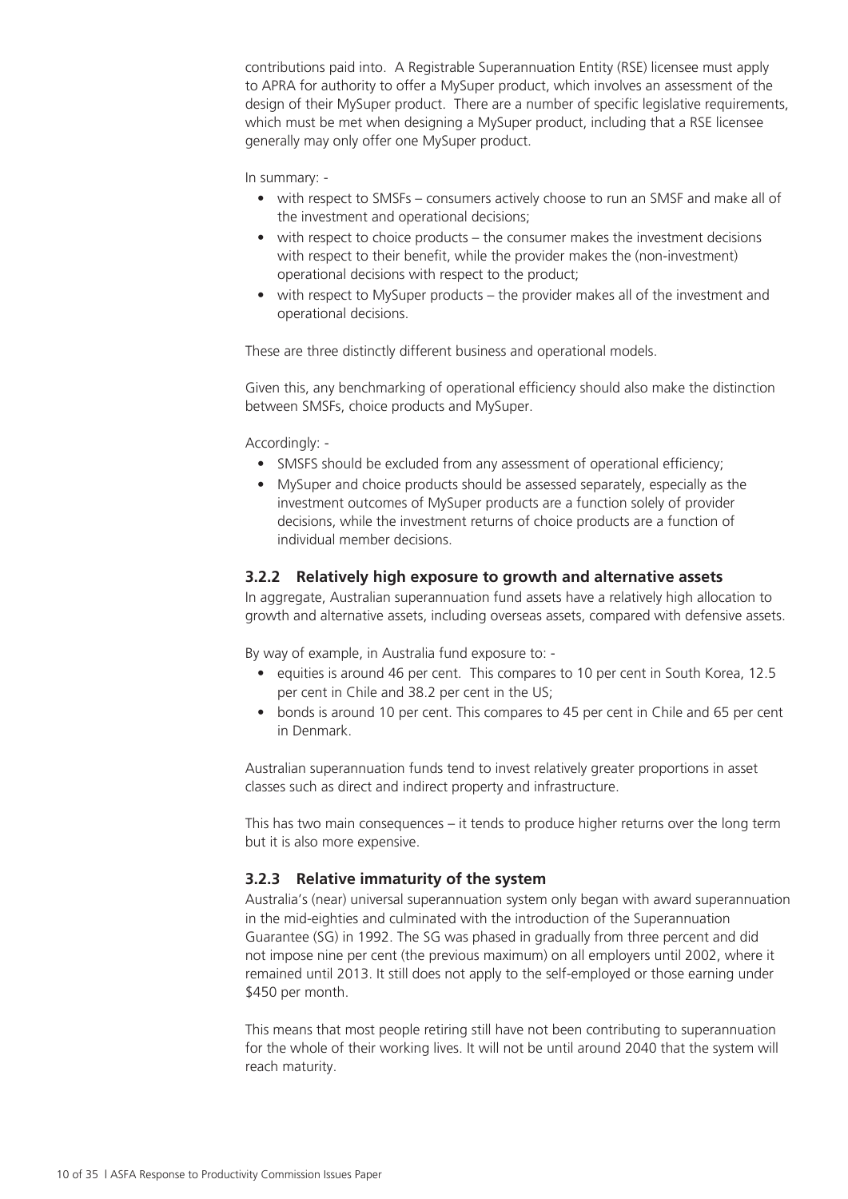contributions paid into. A Registrable Superannuation Entity (RSE) licensee must apply to APRA for authority to offer a MySuper product, which involves an assessment of the design of their MySuper product. There are a number of specific legislative requirements, which must be met when designing a MySuper product, including that a RSE licensee generally may only offer one MySuper product.

In summary: -

- with respect to SMSFs – consumers actively choose to run an SMSF and make all of the investment and operational decisions;
- with respect to choice products – the consumer makes the investment decisions with respect to their benefit, while the provider makes the (non-investment) operational decisions with respect to the product;
- with respect to MySuper products – the provider makes all of the investment and operational decisions.

These are three distinctly different business and operational models.

Given this, any benchmarking of operational efficiency should also make the distinction between SMSFs, choice products and MySuper.

Accordingly: -

- SMSFS should be excluded from any assessment of operational efficiency;
- MySuper and choice products should be assessed separately, especially as the investment outcomes of MySuper products are a function solely of provider decisions, while the investment returns of choice products are a function of individual member decisions.

### 3.2.2 Relatively high exposure to growth and alternative assets

In aggregate, Australian superannuation fund assets have a relatively high allocation to growth and alternative assets, including overseas assets, compared with defensive assets.

By way of example, in Australia fund exposure to: -

- equities is around 46 per cent. This compares to 10 per cent in South Korea, 12.5 per cent in Chile and 38.2 per cent in the US;
- bonds is around 10 per cent. This compares to 45 per cent in Chile and 65 per cent in Denmark.

Australian superannuation funds tend to invest relatively greater proportions in asset classes such as direct and indirect property and infrastructure.

This has two main consequences – it tends to produce higher returns over the long term but it is also more expensive.

### 3.2.3 Relative immaturity of the system

Australia's (near) universal superannuation system only began with award superannuation in the mid-eighties and culminated with the introduction of the Superannuation Guarantee (SG) in 1992. The SG was phased in gradually from three percent and did not impose nine per cent (the previous maximum) on all employers until 2002, where it remained until 2013. It still does not apply to the self-employed or those earning under $450 per month.

This means that most people retiring still have not been contributing to superannuation for the whole of their working lives. It will not be until around 2040 that the system will reach maturity.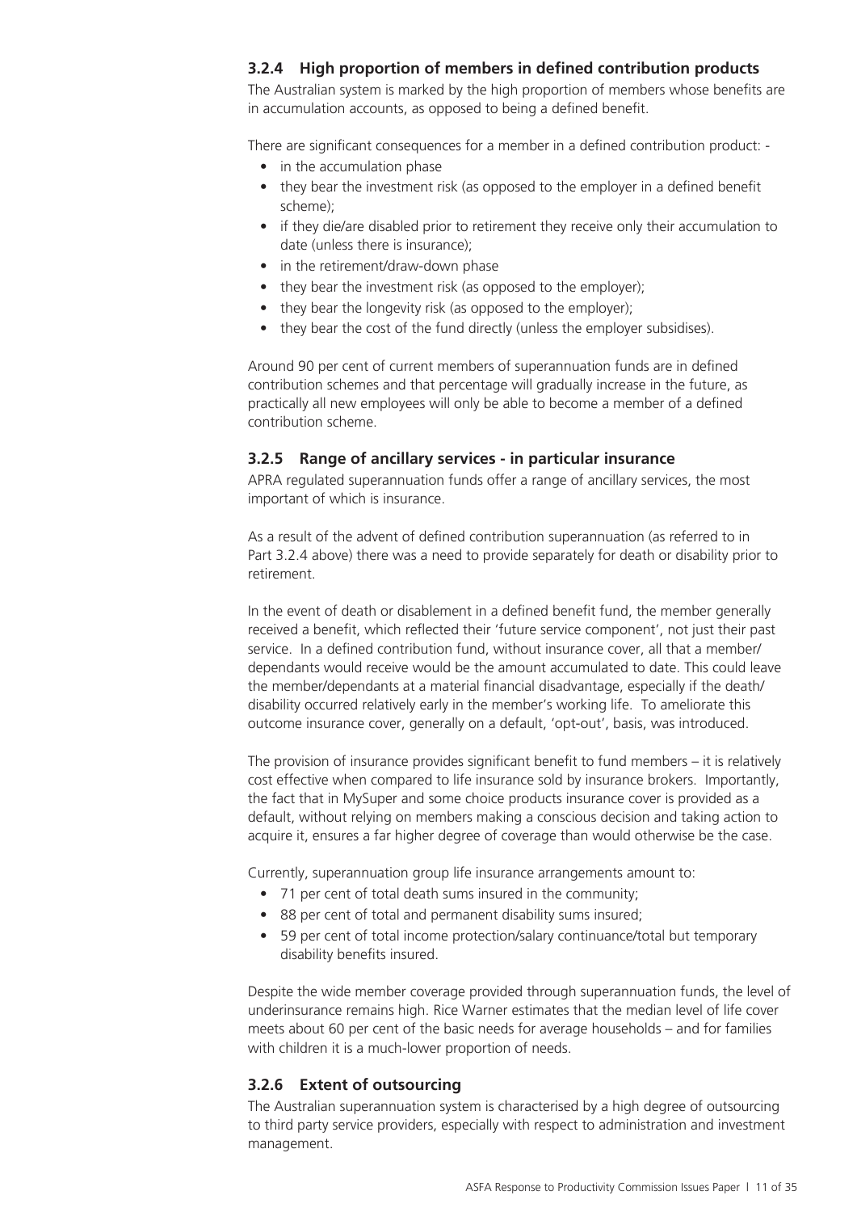### 3.2.4 High proportion of members in defined contribution products

The Australian system is marked by the high proportion of members whose benefits are in accumulation accounts, as opposed to being a defined benefit.

There are significant consequences for a member in a defined contribution product: -

- in the accumulation phase
- they bear the investment risk (as opposed to the employer in a defined benefit scheme);
- if they die/are disabled prior to retirement they receive only their accumulation to date (unless there is insurance);
- in the retirement/draw-down phase
- they bear the investment risk (as opposed to the employer);
- they bear the longevity risk (as opposed to the employer);
- they bear the cost of the fund directly (unless the employer subsidises).

Around 90 per cent of current members of superannuation funds are in defined contribution schemes and that percentage will gradually increase in the future, as practically all new employees will only be able to become a member of a defined contribution scheme.

### 3.2.5 Range of ancillary services - in particular insurance

APRA regulated superannuation funds offer a range of ancillary services, the most important of which is insurance.

As a result of the advent of defined contribution superannuation (as referred to in Part 3.2.4 above) there was a need to provide separately for death or disability prior to retirement.

In the event of death or disablement in a defined benefit fund, the member generally received a benefit, which reflected their 'future service component', not just their past service. In a defined contribution fund, without insurance cover, all that a member/dependants would receive would be the amount accumulated to date. This could leave the member/dependants at a material financial disadvantage, especially if the death/disability occurred relatively early in the member's working life. To ameliorate this outcome insurance cover, generally on a default, 'opt-out', basis, was introduced.

The provision of insurance provides significant benefit to fund members – it is relatively cost effective when compared to life insurance sold by insurance brokers. Importantly, the fact that in MySuper and some choice products insurance cover is provided as a default, without relying on members making a conscious decision and taking action to acquire it, ensures a far higher degree of coverage than would otherwise be the case.

Currently, superannuation group life insurance arrangements amount to:

- 71 per cent of total death sums insured in the community;
- 88 per cent of total and permanent disability sums insured;
- 59 per cent of total income protection/salary continuance/total but temporary disability benefits insured.

Despite the wide member coverage provided through superannuation funds, the level of underinsurance remains high. Rice Warner estimates that the median level of life cover meets about 60 per cent of the basic needs for average households – and for families with children it is a much-lower proportion of needs.

### 3.2.6 Extent of outsourcing

The Australian superannuation system is characterised by a high degree of outsourcing to third party service providers, especially with respect to administration and investment management.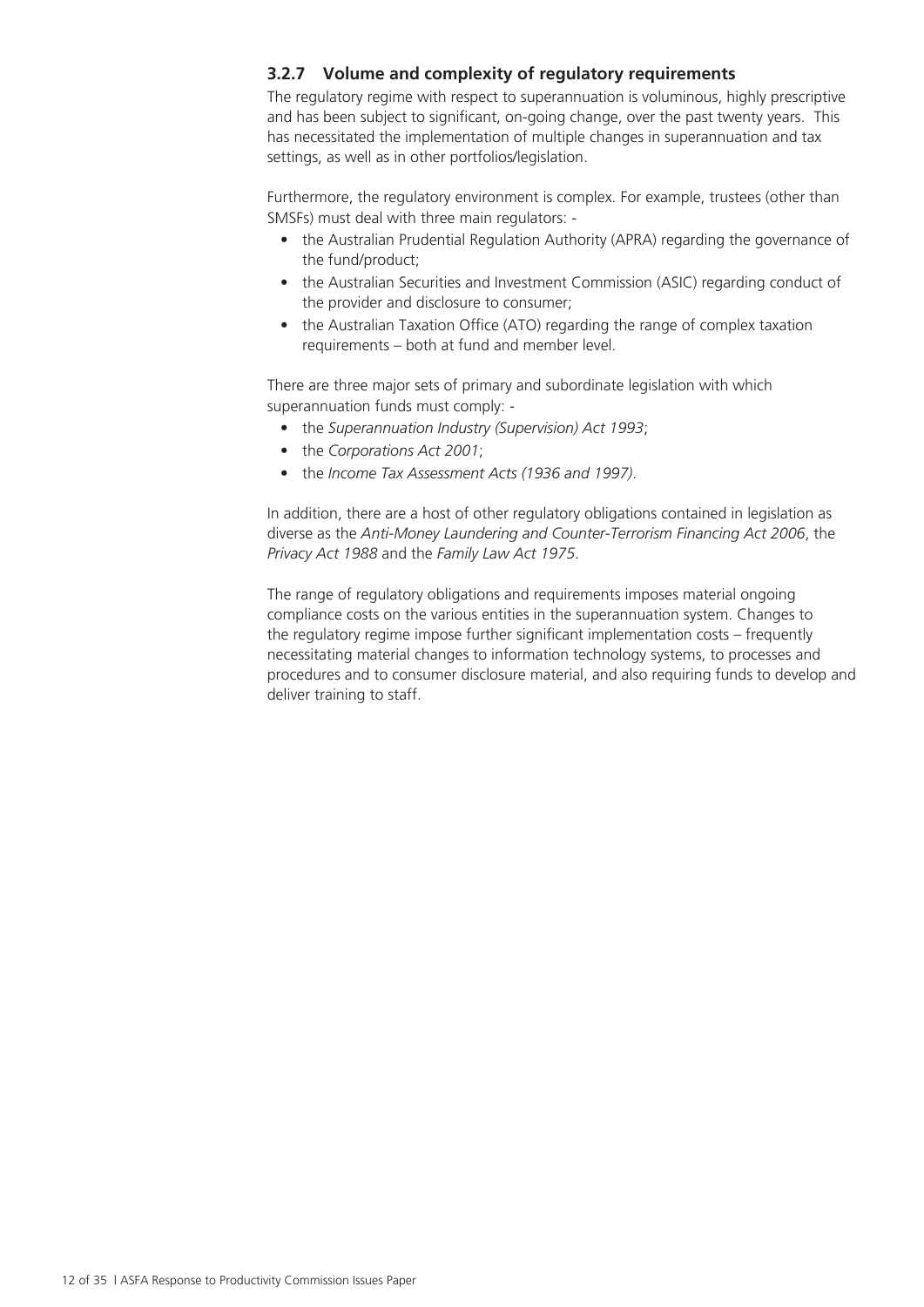### 3.2.7 Volume and complexity of regulatory requirements

The regulatory regime with respect to superannuation is voluminous, highly prescriptive and has been subject to significant, on-going change, over the past twenty years. This has necessitated the implementation of multiple changes in superannuation and tax settings, as well as in other portfolios/legislation.

Furthermore, the regulatory environment is complex. For example, trustees (other than SMSFs) must deal with three main regulators: -

- the Australian Prudential Regulation Authority (APRA) regarding the governance of the fund/product;
- the Australian Securities and Investment Commission (ASIC) regarding conduct of the provider and disclosure to consumer;
- the Australian Taxation Office (ATO) regarding the range of complex taxation requirements – both at fund and member level.

There are three major sets of primary and subordinate legislation with which superannuation funds must comply: -

- the *Superannuation Industry (Supervision) Act 1993*;
- the *Corporations Act 2001*;
- the *Income Tax Assessment Acts (1936 and 1997)*.

In addition, there are a host of other regulatory obligations contained in legislation as diverse as the *Anti-Money Laundering and Counter-Terrorism Financing Act 2006*, the *Privacy Act 1988* and the *Family Law Act 1975*.

The range of regulatory obligations and requirements imposes material ongoing compliance costs on the various entities in the superannuation system. Changes to the regulatory regime impose further significant implementation costs – frequently necessitating material changes to information technology systems, to processes and procedures and to consumer disclosure material, and also requiring funds to develop and deliver training to staff.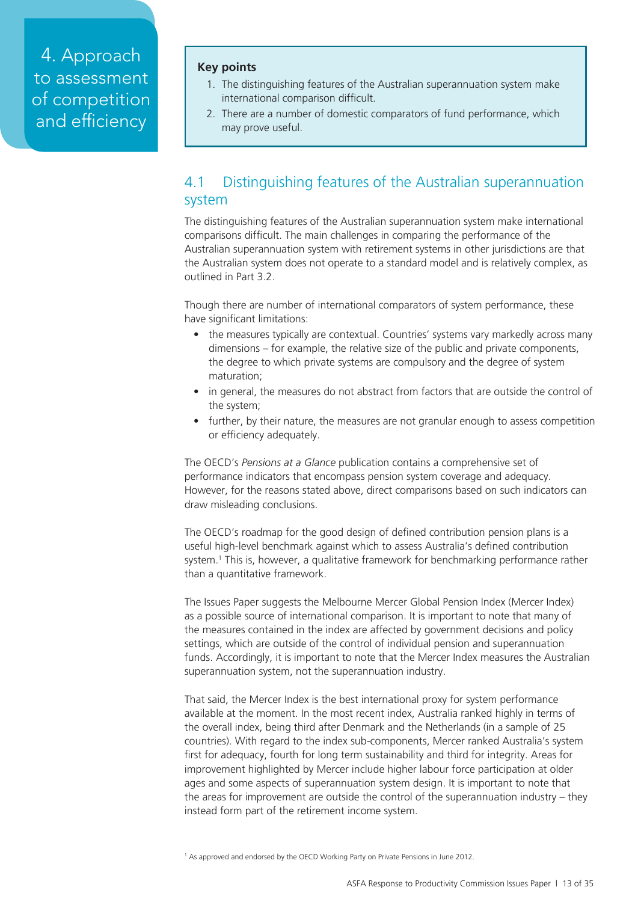# 4. Approach to assessment of competition and efficiency

**Key points**

1. The distinguishing features of the Australian superannuation system make international comparison difficult.
2. There are a number of domestic comparators of fund performance, which may prove useful.

## 4.1 Distinguishing features of the Australian superannuation system

The distinguishing features of the Australian superannuation system make international comparisons difficult. The main challenges in comparing the performance of the Australian superannuation system with retirement systems in other jurisdictions are that the Australian system does not operate to a standard model and is relatively complex, as outlined in Part 3.2.

Though there are number of international comparators of system performance, these have significant limitations:

- the measures typically are contextual. Countries' systems vary markedly across many dimensions – for example, the relative size of the public and private components, the degree to which private systems are compulsory and the degree of system maturation;
- in general, the measures do not abstract from factors that are outside the control of the system;
- further, by their nature, the measures are not granular enough to assess competition or efficiency adequately.

The OECD's *Pensions at a Glance* publication contains a comprehensive set of performance indicators that encompass pension system coverage and adequacy. However, for the reasons stated above, direct comparisons based on such indicators can draw misleading conclusions.

The OECD's roadmap for the good design of defined contribution pension plans is a useful high-level benchmark against which to assess Australia's defined contribution system.[1] This is, however, a qualitative framework for benchmarking performance rather than a quantitative framework.

The Issues Paper suggests the Melbourne Mercer Global Pension Index (Mercer Index) as a possible source of international comparison. It is important to note that many of the measures contained in the index are affected by government decisions and policy settings, which are outside of the control of individual pension and superannuation funds. Accordingly, it is important to note that the Mercer Index measures the Australian superannuation system, not the superannuation industry.

That said, the Mercer Index is the best international proxy for system performance available at the moment. In the most recent index, Australia ranked highly in terms of the overall index, being third after Denmark and the Netherlands (in a sample of 25 countries). With regard to the index sub-components, Mercer ranked Australia's system first for adequacy, fourth for long term sustainability and third for integrity. Areas for improvement highlighted by Mercer include higher labour force participation at older ages and some aspects of superannuation system design. It is important to note that the areas for improvement are outside the control of the superannuation industry – they instead form part of the retirement income system.

[1] As approved and endorsed by the OECD Working Party on Private Pensions in June 2012.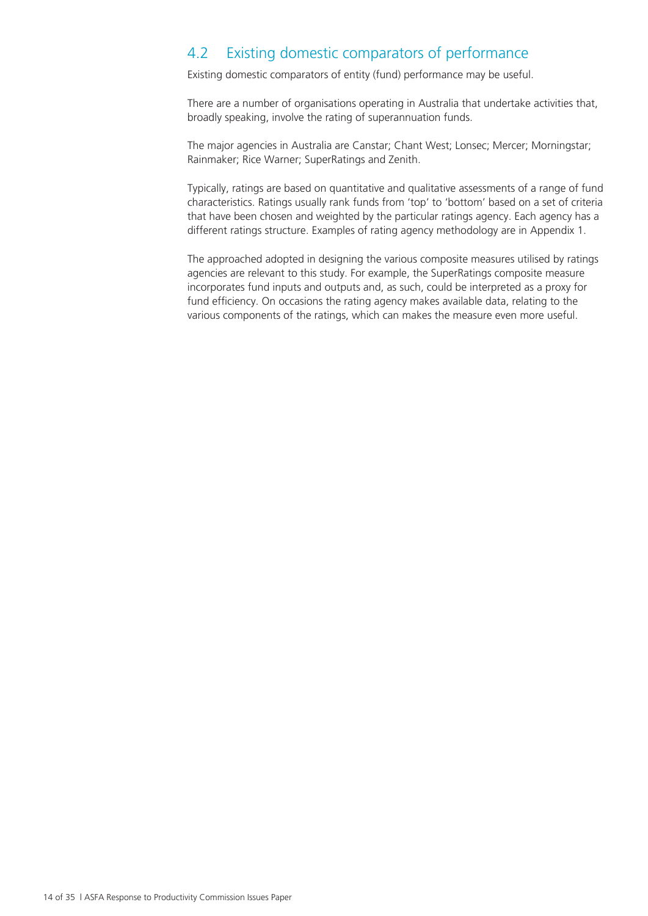## 4.2 Existing domestic comparators of performance

Existing domestic comparators of entity (fund) performance may be useful.

There are a number of organisations operating in Australia that undertake activities that, broadly speaking, involve the rating of superannuation funds.

The major agencies in Australia are Canstar; Chant West; Lonsec; Mercer; Morningstar; Rainmaker; Rice Warner; SuperRatings and Zenith.

Typically, ratings are based on quantitative and qualitative assessments of a range of fund characteristics. Ratings usually rank funds from 'top' to 'bottom' based on a set of criteria that have been chosen and weighted by the particular ratings agency. Each agency has a different ratings structure. Examples of rating agency methodology are in Appendix 1.

The approached adopted in designing the various composite measures utilised by ratings agencies are relevant to this study. For example, the SuperRatings composite measure incorporates fund inputs and outputs and, as such, could be interpreted as a proxy for fund efficiency. On occasions the rating agency makes available data, relating to the various components of the ratings, which can makes the measure even more useful.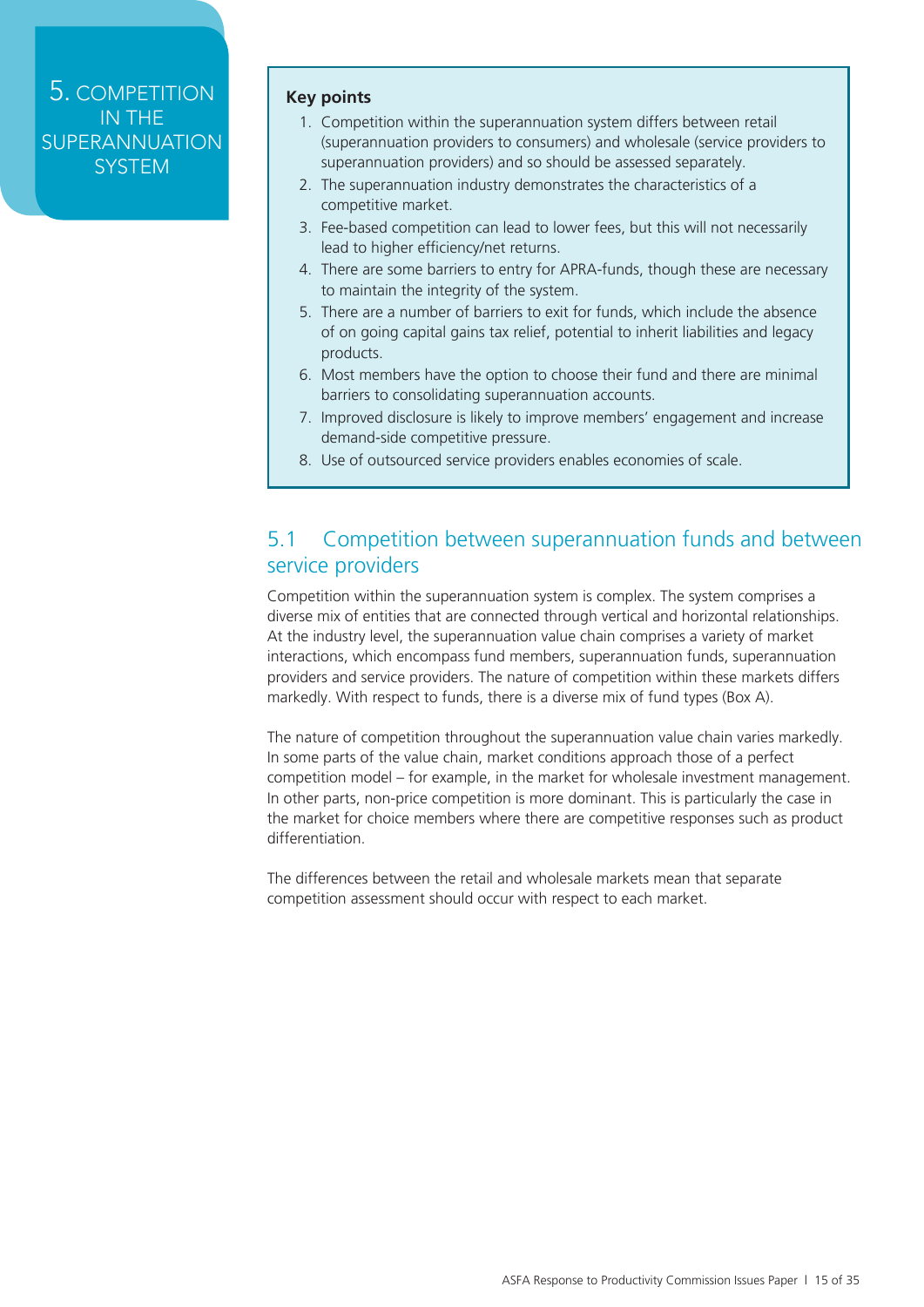# 5. COMPETITION IN THE SUPERANNUATION SYSTEM

**Key points**

1. Competition within the superannuation system differs between retail (superannuation providers to consumers) and wholesale (service providers to superannuation providers) and so should be assessed separately.
2. The superannuation industry demonstrates the characteristics of a competitive market.
3. Fee-based competition can lead to lower fees, but this will not necessarily lead to higher efficiency/net returns.
4. There are some barriers to entry for APRA-funds, though these are necessary to maintain the integrity of the system.
5. There are a number of barriers to exit for funds, which include the absence of on going capital gains tax relief, potential to inherit liabilities and legacy products.
6. Most members have the option to choose their fund and there are minimal barriers to consolidating superannuation accounts.
7. Improved disclosure is likely to improve members' engagement and increase demand-side competitive pressure.
8. Use of outsourced service providers enables economies of scale.

## 5.1 Competition between superannuation funds and between service providers

Competition within the superannuation system is complex. The system comprises a diverse mix of entities that are connected through vertical and horizontal relationships. At the industry level, the superannuation value chain comprises a variety of market interactions, which encompass fund members, superannuation funds, superannuation providers and service providers. The nature of competition within these markets differs markedly. With respect to funds, there is a diverse mix of fund types (Box A).

The nature of competition throughout the superannuation value chain varies markedly. In some parts of the value chain, market conditions approach those of a perfect competition model – for example, in the market for wholesale investment management. In other parts, non-price competition is more dominant. This is particularly the case in the market for choice members where there are competitive responses such as product differentiation.

The differences between the retail and wholesale markets mean that separate competition assessment should occur with respect to each market.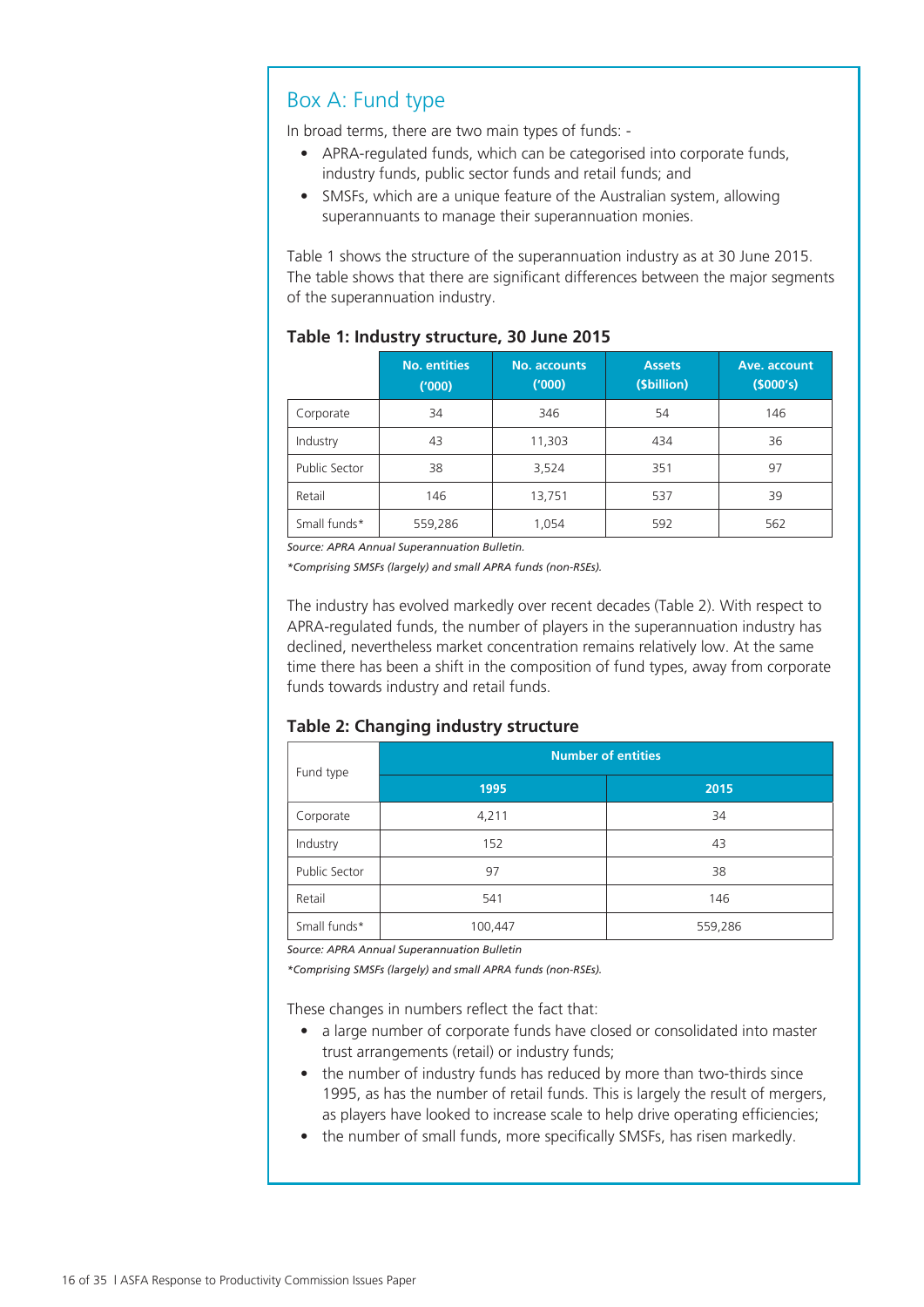## Box A: Fund type

In broad terms, there are two main types of funds: -

- APRA-regulated funds, which can be categorised into corporate funds, industry funds, public sector funds and retail funds; and
- SMSFs, which are a unique feature of the Australian system, allowing superannuants to manage their superannuation monies.

Table 1 shows the structure of the superannuation industry as at 30 June 2015. The table shows that there are significant differences between the major segments of the superannuation industry.

**Table 1: Industry structure, 30 June 2015**

| | No. entities ('000) | No. accounts ('000) | Assets ($billion) | Ave. account ($000's) |
|---|---|---|---|---|
| Corporate | 34 | 346 | 54 | 146 |
| Industry | 43 | 11,303 | 434 | 36 |
| Public Sector | 38 | 3,524 | 351 | 97 |
| Retail | 146 | 13,751 | 537 | 39 |
| Small funds* | 559,286 | 1,054 | 592 | 562 |

*Source: APRA Annual Superannuation Bulletin.*

**Comprising SMSFs (largely) and small APRA funds (non-RSEs).*

The industry has evolved markedly over recent decades (Table 2). With respect to APRA-regulated funds, the number of players in the superannuation industry has declined, nevertheless market concentration remains relatively low. At the same time there has been a shift in the composition of fund types, away from corporate funds towards industry and retail funds.

**Table 2: Changing industry structure**

| Fund type | Number of entities | |
|---|---|---|
| | 1995 | 2015 |
| Corporate | 4,211 | 34 |
| Industry | 152 | 43 |
| Public Sector | 97 | 38 |
| Retail | 541 | 146 |
| Small funds* | 100,447 | 559,286 |

*Source: APRA Annual Superannuation Bulletin*

**Comprising SMSFs (largely) and small APRA funds (non-RSEs).*

These changes in numbers reflect the fact that:

- a large number of corporate funds have closed or consolidated into master trust arrangements (retail) or industry funds;
- the number of industry funds has reduced by more than two-thirds since 1995, as has the number of retail funds. This is largely the result of mergers, as players have looked to increase scale to help drive operating efficiencies;
- the number of small funds, more specifically SMSFs, has risen markedly.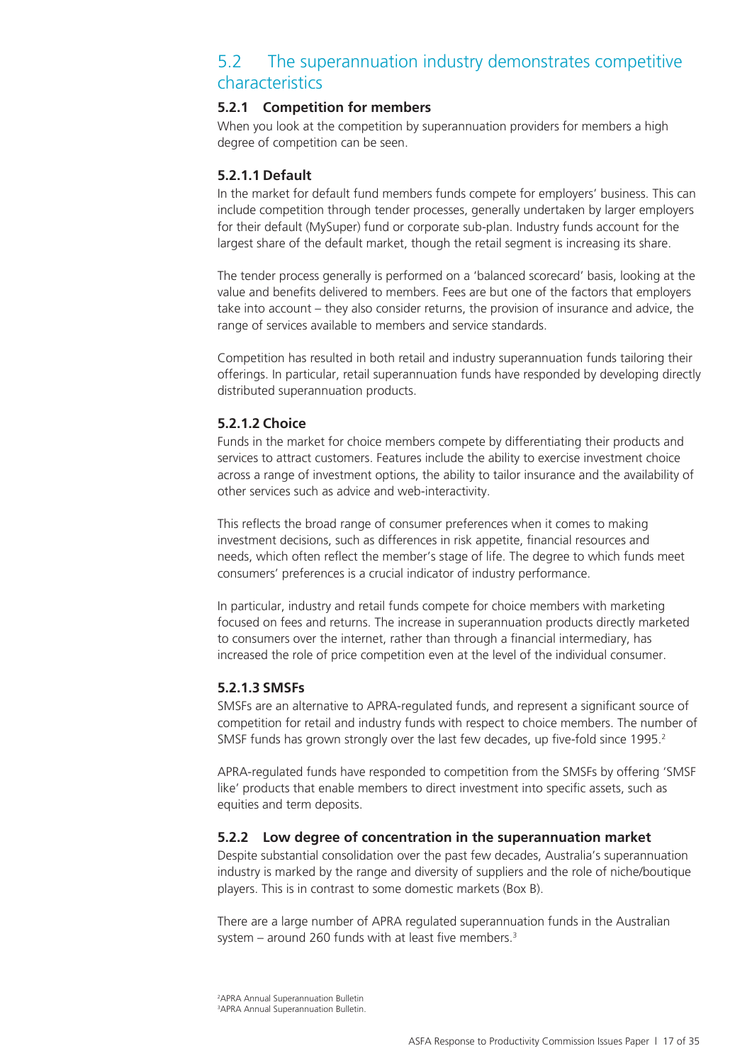## 5.2 The superannuation industry demonstrates competitive characteristics

### 5.2.1 Competition for members

When you look at the competition by superannuation providers for members a high degree of competition can be seen.

#### 5.2.1.1 Default

In the market for default fund members funds compete for employers' business. This can include competition through tender processes, generally undertaken by larger employers for their default (MySuper) fund or corporate sub-plan. Industry funds account for the largest share of the default market, though the retail segment is increasing its share.

The tender process generally is performed on a 'balanced scorecard' basis, looking at the value and benefits delivered to members. Fees are but one of the factors that employers take into account – they also consider returns, the provision of insurance and advice, the range of services available to members and service standards.

Competition has resulted in both retail and industry superannuation funds tailoring their offerings. In particular, retail superannuation funds have responded by developing directly distributed superannuation products.

#### 5.2.1.2 Choice

Funds in the market for choice members compete by differentiating their products and services to attract customers. Features include the ability to exercise investment choice across a range of investment options, the ability to tailor insurance and the availability of other services such as advice and web-interactivity.

This reflects the broad range of consumer preferences when it comes to making investment decisions, such as differences in risk appetite, financial resources and needs, which often reflect the member's stage of life. The degree to which funds meet consumers' preferences is a crucial indicator of industry performance.

In particular, industry and retail funds compete for choice members with marketing focused on fees and returns. The increase in superannuation products directly marketed to consumers over the internet, rather than through a financial intermediary, has increased the role of price competition even at the level of the individual consumer.

#### 5.2.1.3 SMSFs

SMSFs are an alternative to APRA-regulated funds, and represent a significant source of competition for retail and industry funds with respect to choice members. The number of SMSF funds has grown strongly over the last few decades, up five-fold since 1995.[2]

APRA-regulated funds have responded to competition from the SMSFs by offering 'SMSF like' products that enable members to direct investment into specific assets, such as equities and term deposits.

### 5.2.2 Low degree of concentration in the superannuation market

Despite substantial consolidation over the past few decades, Australia's superannuation industry is marked by the range and diversity of suppliers and the role of niche/boutique players. This is in contrast to some domestic markets (Box B).

There are a large number of APRA regulated superannuation funds in the Australian system – around 260 funds with at least five members.[3]

[2] APRA Annual Superannuation Bulletin

[3] APRA Annual Superannuation Bulletin.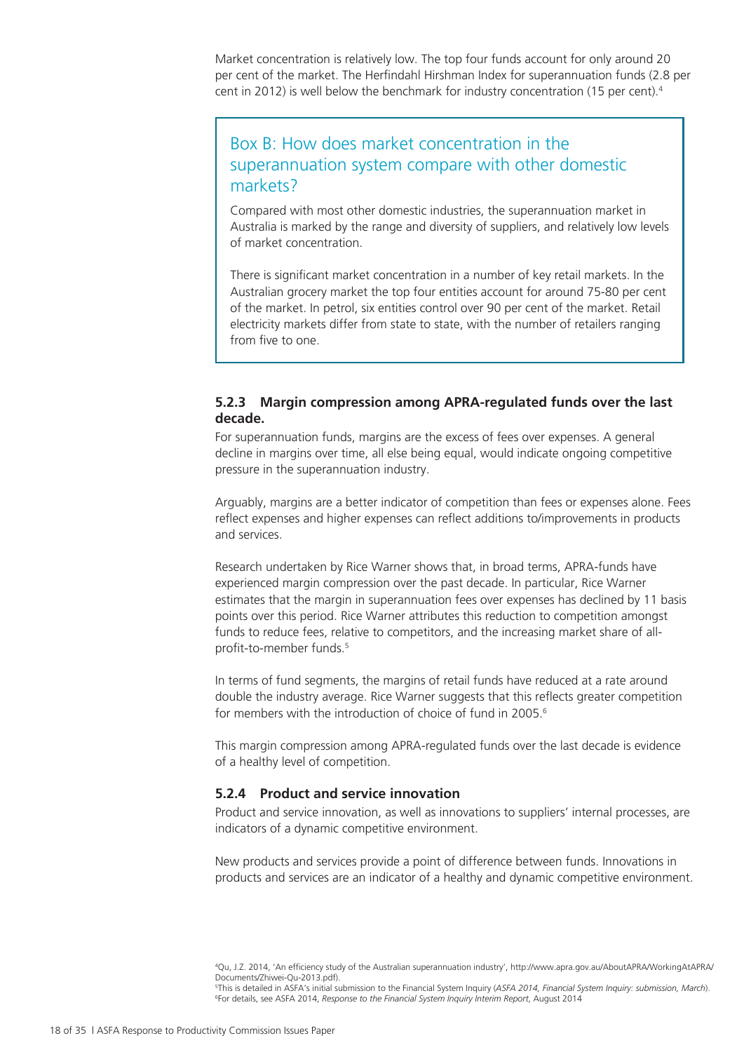Market concentration is relatively low. The top four funds account for only around 20 per cent of the market. The Herfindahl Hirshman Index for superannuation funds (2.8 per cent in 2012) is well below the benchmark for industry concentration (15 per cent).[4]

> **Box B: How does market concentration in the superannuation system compare with other domestic markets?**
>
> Compared with most other domestic industries, the superannuation market in Australia is marked by the range and diversity of suppliers, and relatively low levels of market concentration.
>
> There is significant market concentration in a number of key retail markets. In the Australian grocery market the top four entities account for around 75-80 per cent of the market. In petrol, six entities control over 90 per cent of the market. Retail electricity markets differ from state to state, with the number of retailers ranging from five to one.

### 5.2.3 Margin compression among APRA-regulated funds over the last decade.

For superannuation funds, margins are the excess of fees over expenses. A general decline in margins over time, all else being equal, would indicate ongoing competitive pressure in the superannuation industry.

Arguably, margins are a better indicator of competition than fees or expenses alone. Fees reflect expenses and higher expenses can reflect additions to/improvements in products and services.

Research undertaken by Rice Warner shows that, in broad terms, APRA-funds have experienced margin compression over the past decade. In particular, Rice Warner estimates that the margin in superannuation fees over expenses has declined by 11 basis points over this period. Rice Warner attributes this reduction to competition amongst funds to reduce fees, relative to competitors, and the increasing market share of all-profit-to-member funds.[5]

In terms of fund segments, the margins of retail funds have reduced at a rate around double the industry average. Rice Warner suggests that this reflects greater competition for members with the introduction of choice of fund in 2005.[6]

This margin compression among APRA-regulated funds over the last decade is evidence of a healthy level of competition.

### 5.2.4 Product and service innovation

Product and service innovation, as well as innovations to suppliers' internal processes, are indicators of a dynamic competitive environment.

New products and services provide a point of difference between funds. Innovations in products and services are an indicator of a healthy and dynamic competitive environment.

---

[4] Qu, J.Z. 2014, 'An efficiency study of the Australian superannuation industry', http://www.apra.gov.au/AboutAPRA/WorkingAtAPRA/Documents/Zhiwei-Qu-2013.pdf).

[5] This is detailed in ASFA's initial submission to the Financial System Inquiry (*ASFA 2014, Financial System Inquiry: submission, March*).

[6] For details, see ASFA 2014, *Response to the Financial System Inquiry Interim Report*, August 2014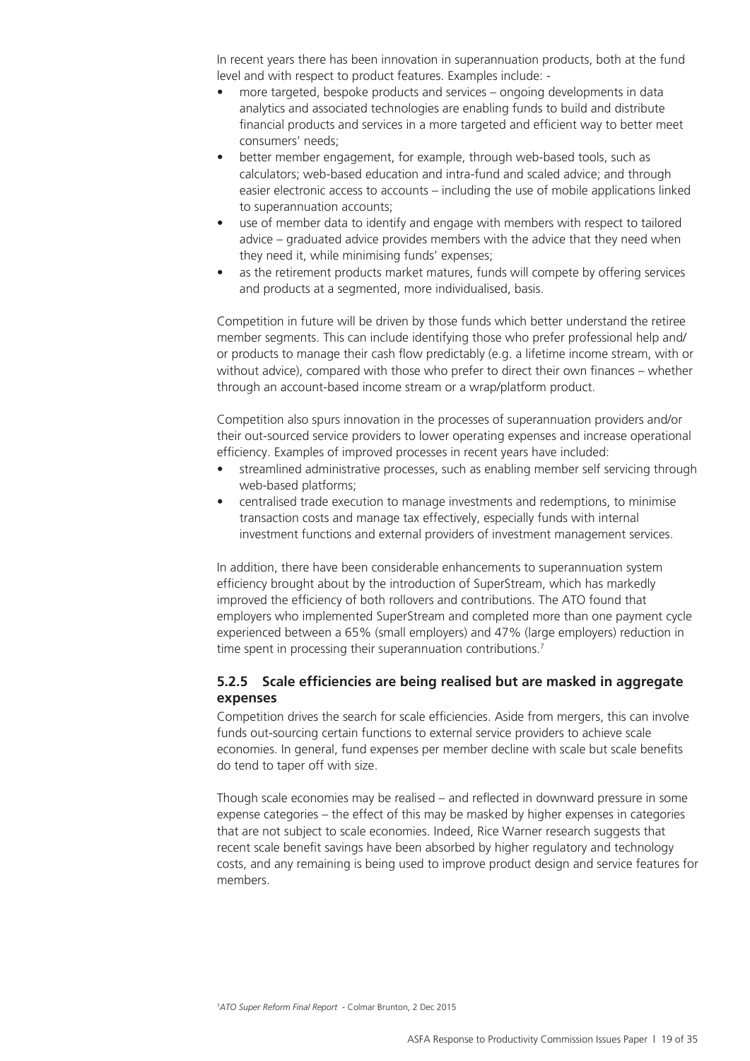In recent years there has been innovation in superannuation products, both at the fund level and with respect to product features. Examples include: -

- more targeted, bespoke products and services – ongoing developments in data analytics and associated technologies are enabling funds to build and distribute financial products and services in a more targeted and efficient way to better meet consumers' needs;
- better member engagement, for example, through web-based tools, such as calculators; web-based education and intra-fund and scaled advice; and through easier electronic access to accounts – including the use of mobile applications linked to superannuation accounts;
- use of member data to identify and engage with members with respect to tailored advice – graduated advice provides members with the advice that they need when they need it, while minimising funds' expenses;
- as the retirement products market matures, funds will compete by offering services and products at a segmented, more individualised, basis.

Competition in future will be driven by those funds which better understand the retiree member segments. This can include identifying those who prefer professional help and/or products to manage their cash flow predictably (e.g. a lifetime income stream, with or without advice), compared with those who prefer to direct their own finances – whether through an account-based income stream or a wrap/platform product.

Competition also spurs innovation in the processes of superannuation providers and/or their out-sourced service providers to lower operating expenses and increase operational efficiency. Examples of improved processes in recent years have included:

- streamlined administrative processes, such as enabling member self servicing through web-based platforms;
- centralised trade execution to manage investments and redemptions, to minimise transaction costs and manage tax effectively, especially funds with internal investment functions and external providers of investment management services.

In addition, there have been considerable enhancements to superannuation system efficiency brought about by the introduction of SuperStream, which has markedly improved the efficiency of both rollovers and contributions. The ATO found that employers who implemented SuperStream and completed more than one payment cycle experienced between a 65% (small employers) and 47% (large employers) reduction in time spent in processing their superannuation contributions.[7]

### 5.2.5 Scale efficiencies are being realised but are masked in aggregate expenses

Competition drives the search for scale efficiencies. Aside from mergers, this can involve funds out-sourcing certain functions to external service providers to achieve scale economies. In general, fund expenses per member decline with scale but scale benefits do tend to taper off with size.

Though scale economies may be realised – and reflected in downward pressure in some expense categories – the effect of this may be masked by higher expenses in categories that are not subject to scale economies. Indeed, Rice Warner research suggests that recent scale benefit savings have been absorbed by higher regulatory and technology costs, and any remaining is being used to improve product design and service features for members.

[7] *ATO Super Reform Final Report* - Colmar Brunton, 2 Dec 2015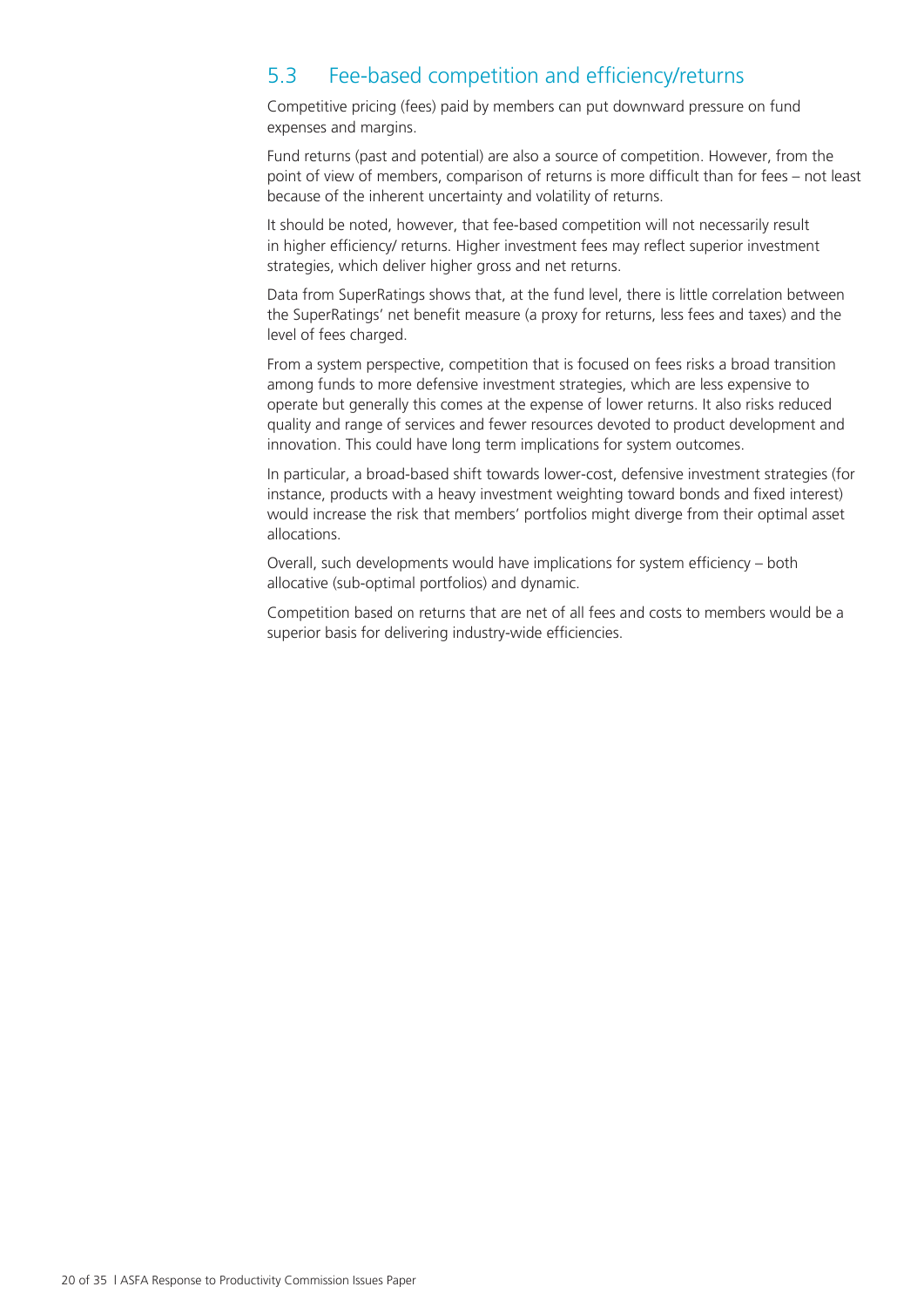## 5.3 Fee-based competition and efficiency/returns

Competitive pricing (fees) paid by members can put downward pressure on fund expenses and margins.

Fund returns (past and potential) are also a source of competition. However, from the point of view of members, comparison of returns is more difficult than for fees – not least because of the inherent uncertainty and volatility of returns.

It should be noted, however, that fee-based competition will not necessarily result in higher efficiency/ returns. Higher investment fees may reflect superior investment strategies, which deliver higher gross and net returns.

Data from SuperRatings shows that, at the fund level, there is little correlation between the SuperRatings' net benefit measure (a proxy for returns, less fees and taxes) and the level of fees charged.

From a system perspective, competition that is focused on fees risks a broad transition among funds to more defensive investment strategies, which are less expensive to operate but generally this comes at the expense of lower returns. It also risks reduced quality and range of services and fewer resources devoted to product development and innovation. This could have long term implications for system outcomes.

In particular, a broad-based shift towards lower-cost, defensive investment strategies (for instance, products with a heavy investment weighting toward bonds and fixed interest) would increase the risk that members' portfolios might diverge from their optimal asset allocations.

Overall, such developments would have implications for system efficiency – both allocative (sub-optimal portfolios) and dynamic.

Competition based on returns that are net of all fees and costs to members would be a superior basis for delivering industry-wide efficiencies.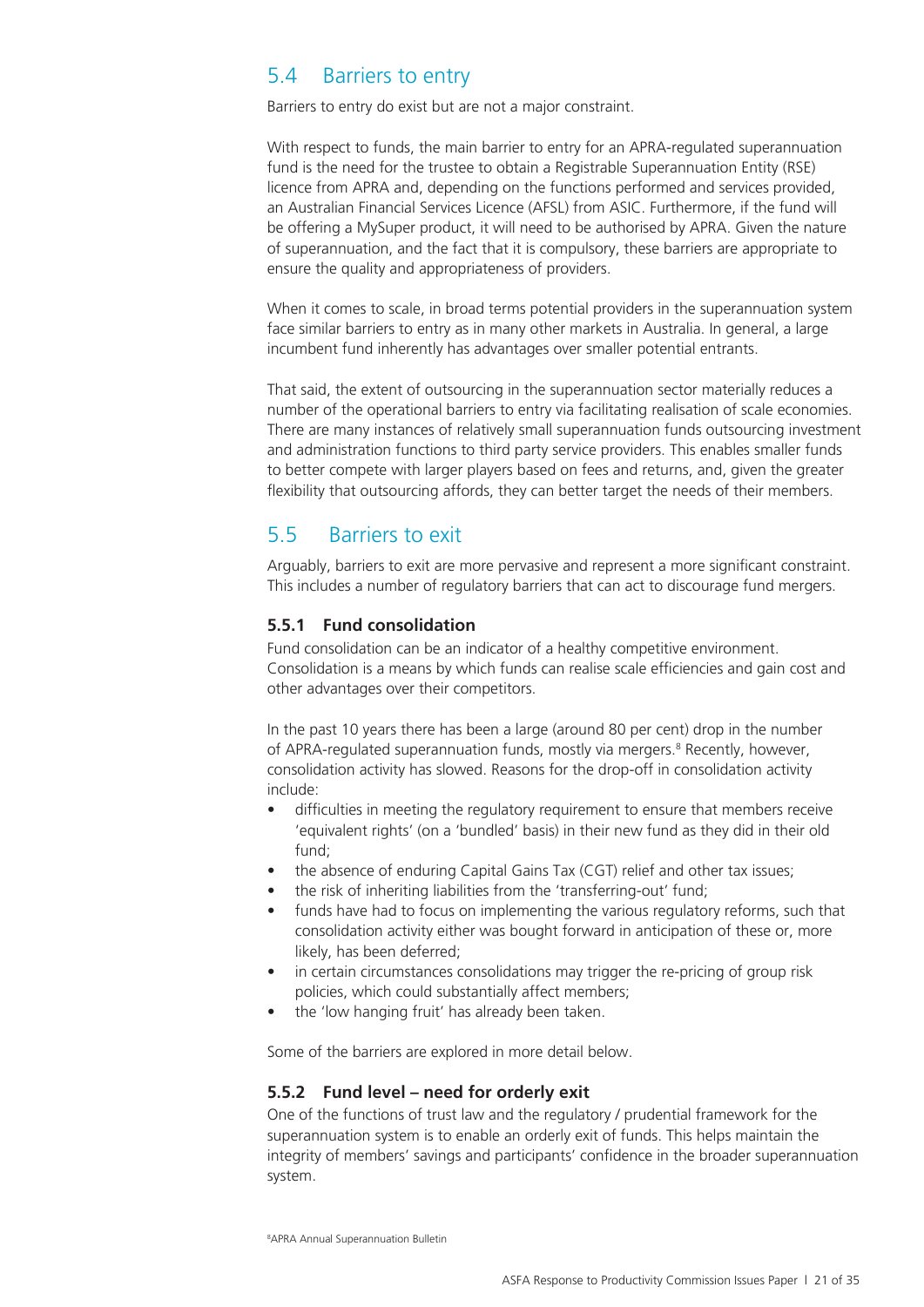## 5.4 Barriers to entry

Barriers to entry do exist but are not a major constraint.

With respect to funds, the main barrier to entry for an APRA-regulated superannuation fund is the need for the trustee to obtain a Registrable Superannuation Entity (RSE) licence from APRA and, depending on the functions performed and services provided, an Australian Financial Services Licence (AFSL) from ASIC. Furthermore, if the fund will be offering a MySuper product, it will need to be authorised by APRA. Given the nature of superannuation, and the fact that it is compulsory, these barriers are appropriate to ensure the quality and appropriateness of providers.

When it comes to scale, in broad terms potential providers in the superannuation system face similar barriers to entry as in many other markets in Australia. In general, a large incumbent fund inherently has advantages over smaller potential entrants.

That said, the extent of outsourcing in the superannuation sector materially reduces a number of the operational barriers to entry via facilitating realisation of scale economies. There are many instances of relatively small superannuation funds outsourcing investment and administration functions to third party service providers. This enables smaller funds to better compete with larger players based on fees and returns, and, given the greater flexibility that outsourcing affords, they can better target the needs of their members.

## 5.5 Barriers to exit

Arguably, barriers to exit are more pervasive and represent a more significant constraint. This includes a number of regulatory barriers that can act to discourage fund mergers.

### 5.5.1 Fund consolidation

Fund consolidation can be an indicator of a healthy competitive environment. Consolidation is a means by which funds can realise scale efficiencies and gain cost and other advantages over their competitors.

In the past 10 years there has been a large (around 80 per cent) drop in the number of APRA-regulated superannuation funds, mostly via mergers.[8] Recently, however, consolidation activity has slowed. Reasons for the drop-off in consolidation activity include:

- difficulties in meeting the regulatory requirement to ensure that members receive 'equivalent rights' (on a 'bundled' basis) in their new fund as they did in their old fund;
- the absence of enduring Capital Gains Tax (CGT) relief and other tax issues;
- the risk of inheriting liabilities from the 'transferring-out' fund;
- funds have had to focus on implementing the various regulatory reforms, such that consolidation activity either was bought forward in anticipation of these or, more likely, has been deferred;
- in certain circumstances consolidations may trigger the re-pricing of group risk policies, which could substantially affect members;
- the 'low hanging fruit' has already been taken.

Some of the barriers are explored in more detail below.

### 5.5.2 Fund level – need for orderly exit

One of the functions of trust law and the regulatory / prudential framework for the superannuation system is to enable an orderly exit of funds. This helps maintain the integrity of members' savings and participants' confidence in the broader superannuation system.

[8] APRA Annual Superannuation Bulletin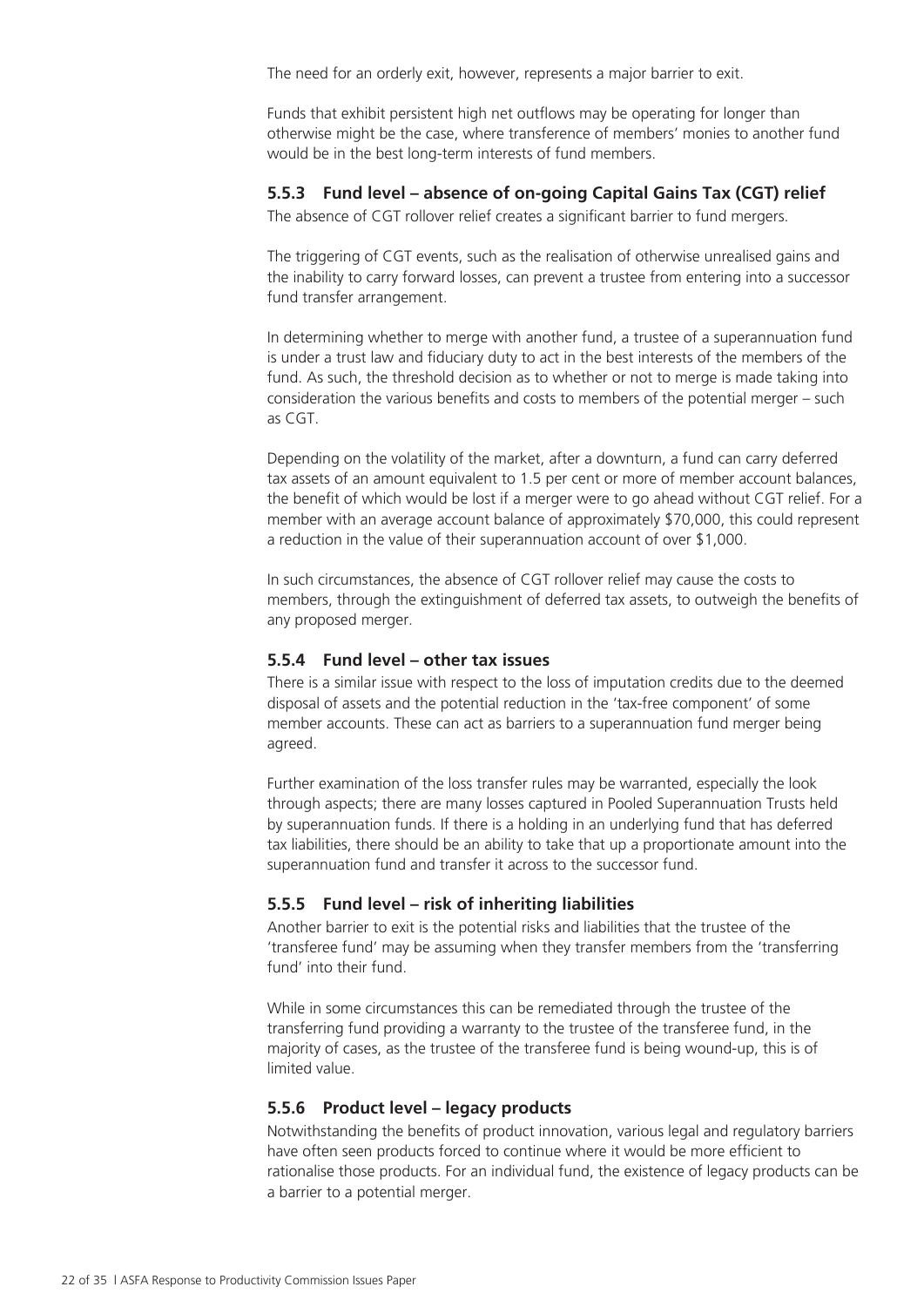The need for an orderly exit, however, represents a major barrier to exit.

Funds that exhibit persistent high net outflows may be operating for longer than otherwise might be the case, where transference of members' monies to another fund would be in the best long-term interests of fund members.

### 5.5.3 Fund level – absence of on-going Capital Gains Tax (CGT) relief

The absence of CGT rollover relief creates a significant barrier to fund mergers.

The triggering of CGT events, such as the realisation of otherwise unrealised gains and the inability to carry forward losses, can prevent a trustee from entering into a successor fund transfer arrangement.

In determining whether to merge with another fund, a trustee of a superannuation fund is under a trust law and fiduciary duty to act in the best interests of the members of the fund. As such, the threshold decision as to whether or not to merge is made taking into consideration the various benefits and costs to members of the potential merger – such as CGT.

Depending on the volatility of the market, after a downturn, a fund can carry deferred tax assets of an amount equivalent to 1.5 per cent or more of member account balances, the benefit of which would be lost if a merger were to go ahead without CGT relief. For a member with an average account balance of approximately $70,000, this could represent a reduction in the value of their superannuation account of over $1,000.

In such circumstances, the absence of CGT rollover relief may cause the costs to members, through the extinguishment of deferred tax assets, to outweigh the benefits of any proposed merger.

### 5.5.4 Fund level – other tax issues

There is a similar issue with respect to the loss of imputation credits due to the deemed disposal of assets and the potential reduction in the 'tax-free component' of some member accounts. These can act as barriers to a superannuation fund merger being agreed.

Further examination of the loss transfer rules may be warranted, especially the look through aspects; there are many losses captured in Pooled Superannuation Trusts held by superannuation funds. If there is a holding in an underlying fund that has deferred tax liabilities, there should be an ability to take that up a proportionate amount into the superannuation fund and transfer it across to the successor fund.

### 5.5.5 Fund level – risk of inheriting liabilities

Another barrier to exit is the potential risks and liabilities that the trustee of the 'transferee fund' may be assuming when they transfer members from the 'transferring fund' into their fund.

While in some circumstances this can be remediated through the trustee of the transferring fund providing a warranty to the trustee of the transferee fund, in the majority of cases, as the trustee of the transferee fund is being wound-up, this is of limited value.

### 5.5.6 Product level – legacy products

Notwithstanding the benefits of product innovation, various legal and regulatory barriers have often seen products forced to continue where it would be more efficient to rationalise those products. For an individual fund, the existence of legacy products can be a barrier to a potential merger.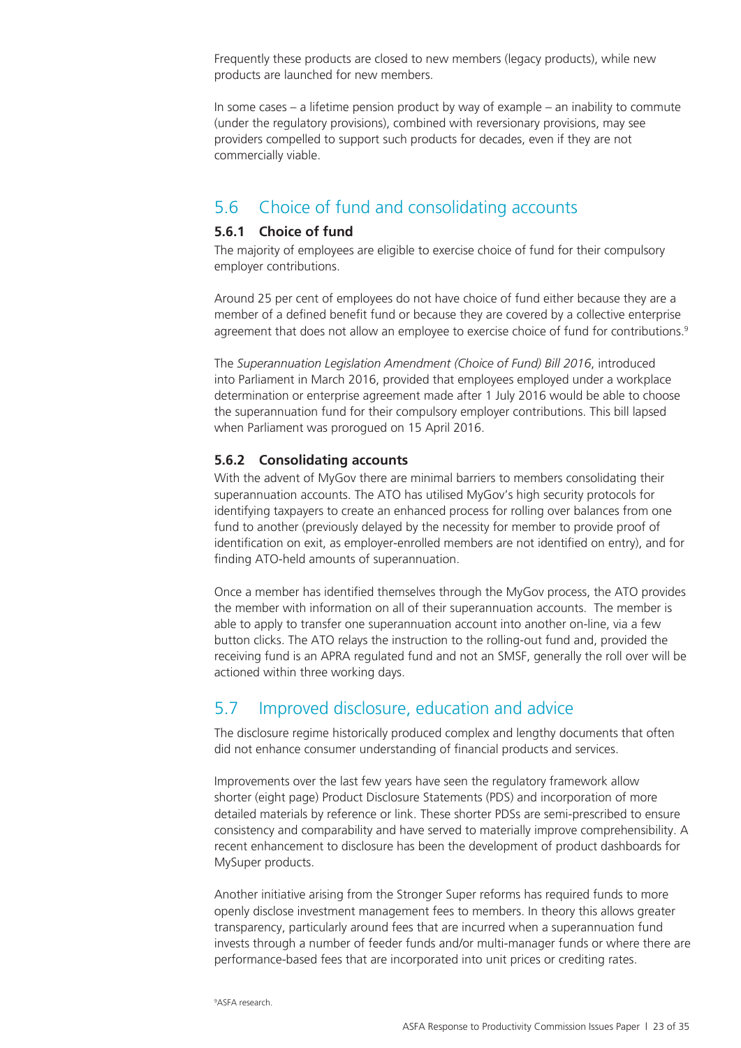Frequently these products are closed to new members (legacy products), while new products are launched for new members.

In some cases – a lifetime pension product by way of example – an inability to commute (under the regulatory provisions), combined with reversionary provisions, may see providers compelled to support such products for decades, even if they are not commercially viable.

## 5.6 Choice of fund and consolidating accounts

### 5.6.1 Choice of fund

The majority of employees are eligible to exercise choice of fund for their compulsory employer contributions.

Around 25 per cent of employees do not have choice of fund either because they are a member of a defined benefit fund or because they are covered by a collective enterprise agreement that does not allow an employee to exercise choice of fund for contributions.[9]

The *Superannuation Legislation Amendment (Choice of Fund) Bill 2016*, introduced into Parliament in March 2016, provided that employees employed under a workplace determination or enterprise agreement made after 1 July 2016 would be able to choose the superannuation fund for their compulsory employer contributions. This bill lapsed when Parliament was prorogued on 15 April 2016.

### 5.6.2 Consolidating accounts

With the advent of MyGov there are minimal barriers to members consolidating their superannuation accounts. The ATO has utilised MyGov's high security protocols for identifying taxpayers to create an enhanced process for rolling over balances from one fund to another (previously delayed by the necessity for member to provide proof of identification on exit, as employer-enrolled members are not identified on entry), and for finding ATO-held amounts of superannuation.

Once a member has identified themselves through the MyGov process, the ATO provides the member with information on all of their superannuation accounts. The member is able to apply to transfer one superannuation account into another on-line, via a few button clicks. The ATO relays the instruction to the rolling-out fund and, provided the receiving fund is an APRA regulated fund and not an SMSF, generally the roll over will be actioned within three working days.

## 5.7 Improved disclosure, education and advice

The disclosure regime historically produced complex and lengthy documents that often did not enhance consumer understanding of financial products and services.

Improvements over the last few years have seen the regulatory framework allow shorter (eight page) Product Disclosure Statements (PDS) and incorporation of more detailed materials by reference or link. These shorter PDSs are semi-prescribed to ensure consistency and comparability and have served to materially improve comprehensibility. A recent enhancement to disclosure has been the development of product dashboards for MySuper products.

Another initiative arising from the Stronger Super reforms has required funds to more openly disclose investment management fees to members. In theory this allows greater transparency, particularly around fees that are incurred when a superannuation fund invests through a number of feeder funds and/or multi-manager funds or where there are performance-based fees that are incorporated into unit prices or crediting rates.

[9] ASFA research.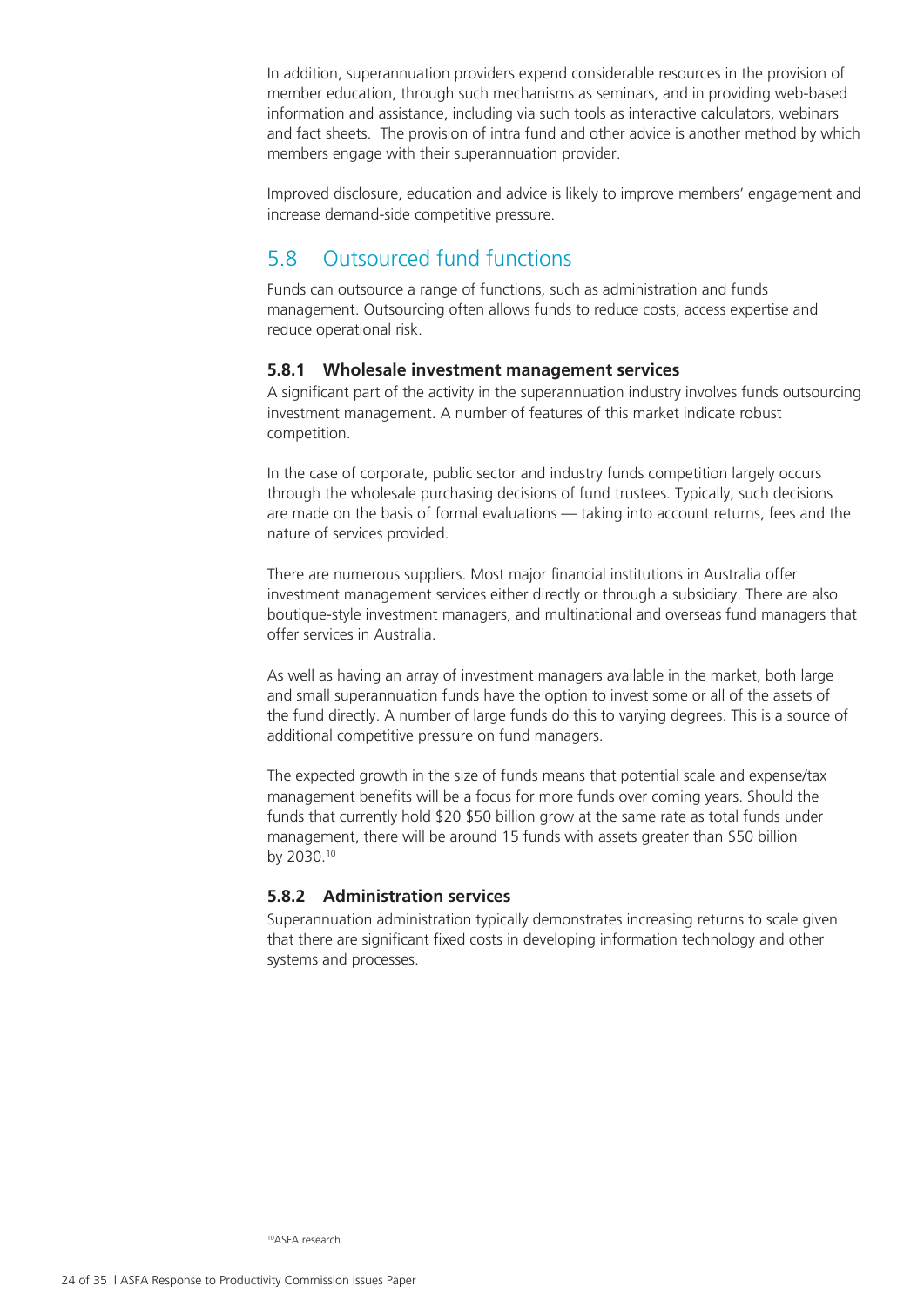In addition, superannuation providers expend considerable resources in the provision of member education, through such mechanisms as seminars, and in providing web-based information and assistance, including via such tools as interactive calculators, webinars and fact sheets. The provision of intra fund and other advice is another method by which members engage with their superannuation provider.

Improved disclosure, education and advice is likely to improve members' engagement and increase demand-side competitive pressure.

## 5.8 Outsourced fund functions

Funds can outsource a range of functions, such as administration and funds management. Outsourcing often allows funds to reduce costs, access expertise and reduce operational risk.

### 5.8.1 Wholesale investment management services

A significant part of the activity in the superannuation industry involves funds outsourcing investment management. A number of features of this market indicate robust competition.

In the case of corporate, public sector and industry funds competition largely occurs through the wholesale purchasing decisions of fund trustees. Typically, such decisions are made on the basis of formal evaluations — taking into account returns, fees and the nature of services provided.

There are numerous suppliers. Most major financial institutions in Australia offer investment management services either directly or through a subsidiary. There are also boutique-style investment managers, and multinational and overseas fund managers that offer services in Australia.

As well as having an array of investment managers available in the market, both large and small superannuation funds have the option to invest some or all of the assets of the fund directly. A number of large funds do this to varying degrees. This is a source of additional competitive pressure on fund managers.

The expected growth in the size of funds means that potential scale and expense/tax management benefits will be a focus for more funds over coming years. Should the funds that currently hold $20 $50 billion grow at the same rate as total funds under management, there will be around 15 funds with assets greater than $50 billion by 2030.[10]

### 5.8.2 Administration services

Superannuation administration typically demonstrates increasing returns to scale given that there are significant fixed costs in developing information technology and other systems and processes.

[10] ASFA research.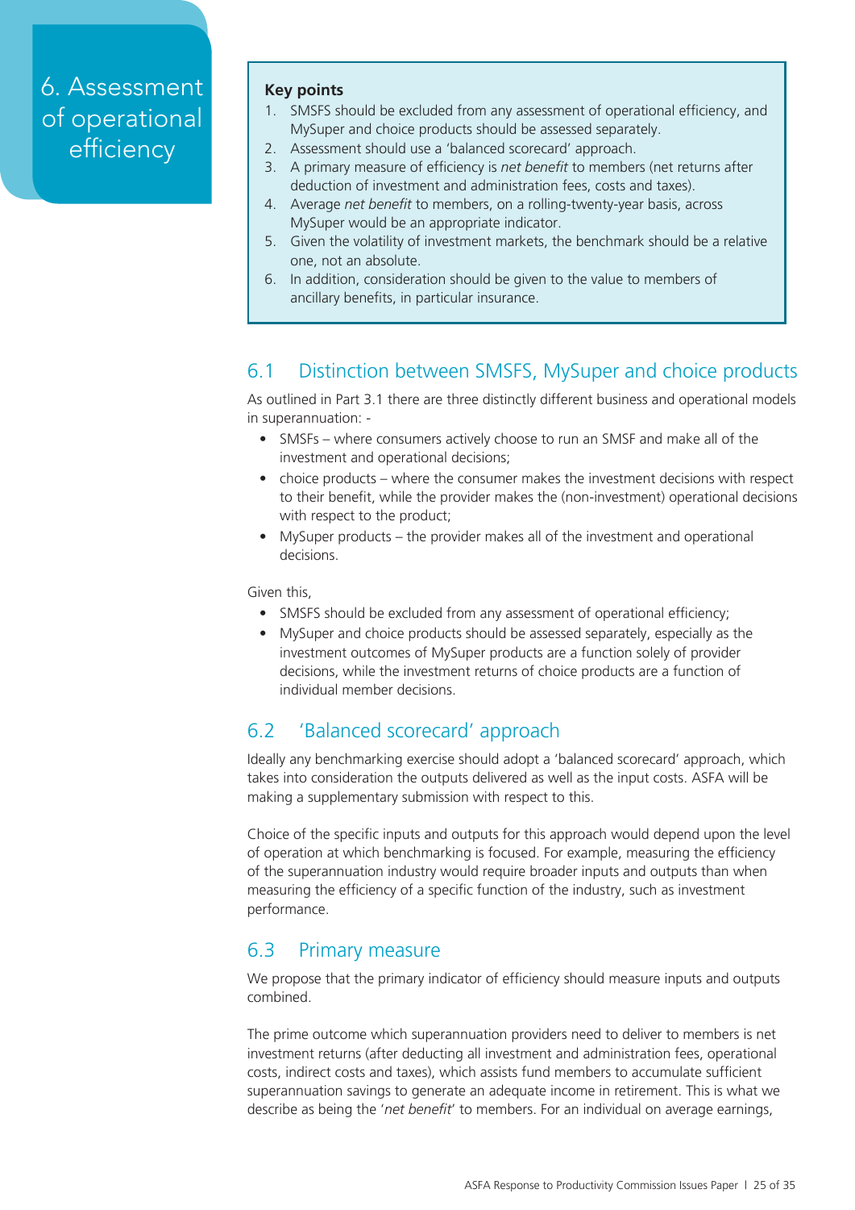# 6. Assessment of operational efficiency

**Key points**

1. SMSFS should be excluded from any assessment of operational efficiency, and MySuper and choice products should be assessed separately.
2. Assessment should use a 'balanced scorecard' approach.
3. A primary measure of efficiency is *net benefit* to members (net returns after deduction of investment and administration fees, costs and taxes).
4. Average *net benefit* to members, on a rolling-twenty-year basis, across MySuper would be an appropriate indicator.
5. Given the volatility of investment markets, the benchmark should be a relative one, not an absolute.
6. In addition, consideration should be given to the value to members of ancillary benefits, in particular insurance.

## 6.1 Distinction between SMSFS, MySuper and choice products

As outlined in Part 3.1 there are three distinctly different business and operational models in superannuation: -

- SMSFs – where consumers actively choose to run an SMSF and make all of the investment and operational decisions;
- choice products – where the consumer makes the investment decisions with respect to their benefit, while the provider makes the (non-investment) operational decisions with respect to the product;
- MySuper products – the provider makes all of the investment and operational decisions.

Given this,

- SMSFS should be excluded from any assessment of operational efficiency;
- MySuper and choice products should be assessed separately, especially as the investment outcomes of MySuper products are a function solely of provider decisions, while the investment returns of choice products are a function of individual member decisions.

## 6.2 'Balanced scorecard' approach

Ideally any benchmarking exercise should adopt a 'balanced scorecard' approach, which takes into consideration the outputs delivered as well as the input costs. ASFA will be making a supplementary submission with respect to this.

Choice of the specific inputs and outputs for this approach would depend upon the level of operation at which benchmarking is focused. For example, measuring the efficiency of the superannuation industry would require broader inputs and outputs than when measuring the efficiency of a specific function of the industry, such as investment performance.

## 6.3 Primary measure

We propose that the primary indicator of efficiency should measure inputs and outputs combined.

The prime outcome which superannuation providers need to deliver to members is net investment returns (after deducting all investment and administration fees, operational costs, indirect costs and taxes), which assists fund members to accumulate sufficient superannuation savings to generate an adequate income in retirement. This is what we describe as being the '*net benefit*' to members. For an individual on average earnings,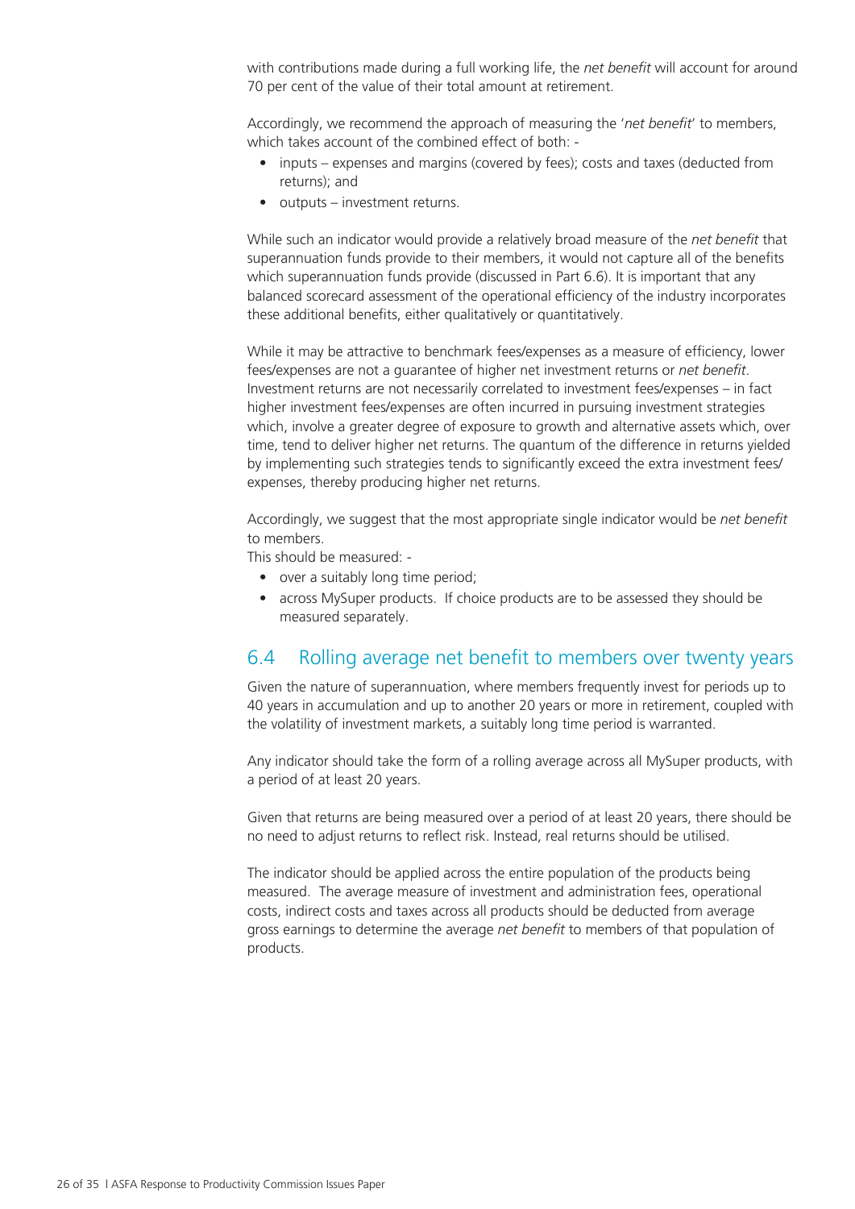with contributions made during a full working life, the *net benefit* will account for around 70 per cent of the value of their total amount at retirement.

Accordingly, we recommend the approach of measuring the '*net benefit*' to members, which takes account of the combined effect of both: -

- inputs – expenses and margins (covered by fees); costs and taxes (deducted from returns); and
- outputs – investment returns.

While such an indicator would provide a relatively broad measure of the *net benefit* that superannuation funds provide to their members, it would not capture all of the benefits which superannuation funds provide (discussed in Part 6.6). It is important that any balanced scorecard assessment of the operational efficiency of the industry incorporates these additional benefits, either qualitatively or quantitatively.

While it may be attractive to benchmark fees/expenses as a measure of efficiency, lower fees/expenses are not a guarantee of higher net investment returns or *net benefit*. Investment returns are not necessarily correlated to investment fees/expenses – in fact higher investment fees/expenses are often incurred in pursuing investment strategies which, involve a greater degree of exposure to growth and alternative assets which, over time, tend to deliver higher net returns. The quantum of the difference in returns yielded by implementing such strategies tends to significantly exceed the extra investment fees/expenses, thereby producing higher net returns.

Accordingly, we suggest that the most appropriate single indicator would be *net benefit* to members.

This should be measured: -

- over a suitably long time period;
- across MySuper products. If choice products are to be assessed they should be measured separately.

## 6.4 Rolling average net benefit to members over twenty years

Given the nature of superannuation, where members frequently invest for periods up to 40 years in accumulation and up to another 20 years or more in retirement, coupled with the volatility of investment markets, a suitably long time period is warranted.

Any indicator should take the form of a rolling average across all MySuper products, with a period of at least 20 years.

Given that returns are being measured over a period of at least 20 years, there should be no need to adjust returns to reflect risk. Instead, real returns should be utilised.

The indicator should be applied across the entire population of the products being measured. The average measure of investment and administration fees, operational costs, indirect costs and taxes across all products should be deducted from average gross earnings to determine the average *net benefit* to members of that population of products.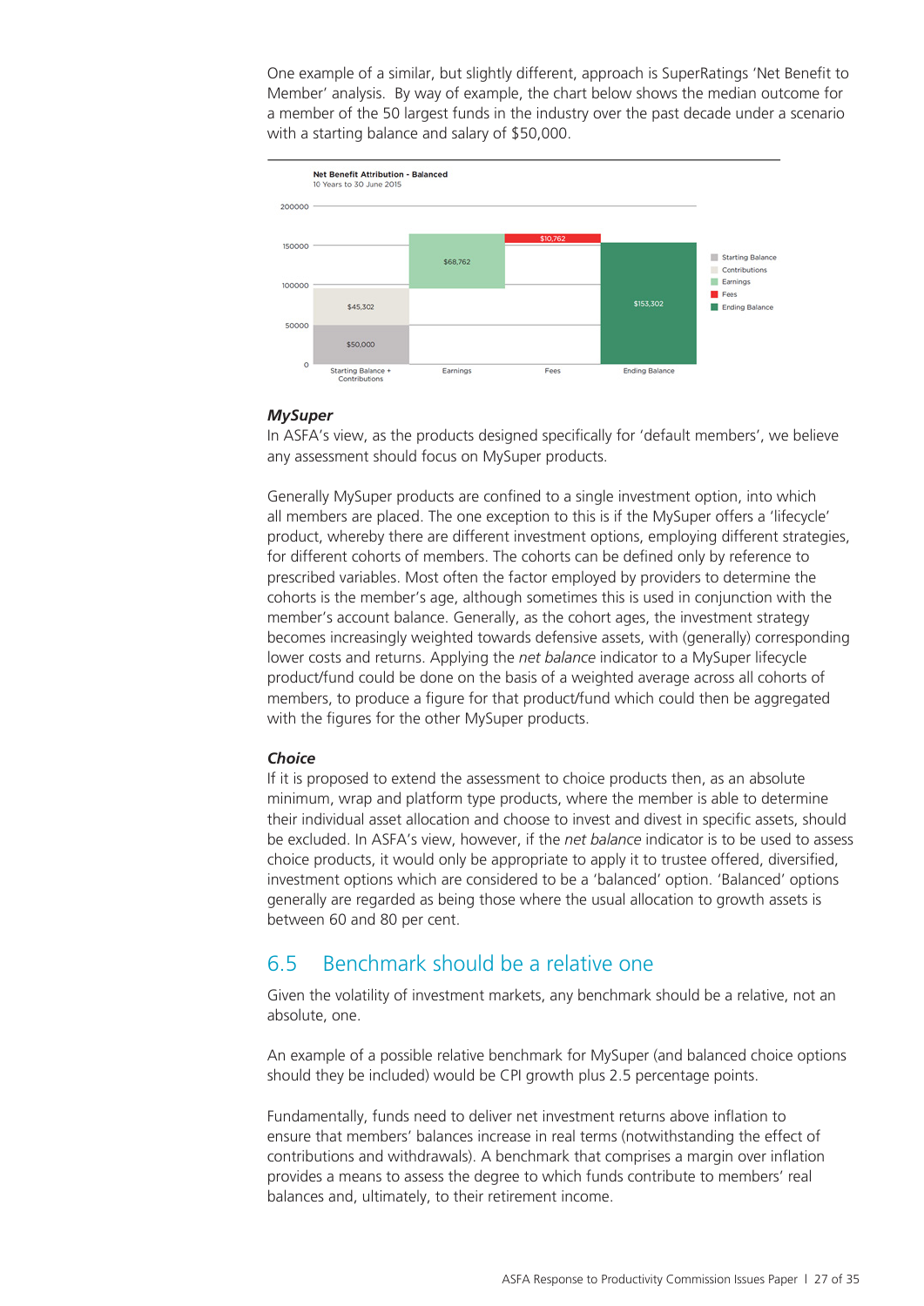One example of a similar, but slightly different, approach is SuperRatings 'Net Benefit to Member' analysis. By way of example, the chart below shows the median outcome for a member of the 50 largest funds in the industry over the past decade under a scenario with a starting balance and salary of $50,000.

**Net Benefit Attribution - Balanced**
10 Years to 30 June 2015

| | Starting Balance + Contributions | Earnings | Fees | Ending Balance |
|---|---|---|---|---|
| Starting Balance | $50,000 | | | |
| Contributions | $45,302 | | | |
| Earnings | | $68,762 | | |
| Fees | | | $10,762 | |
| Ending Balance | | | | $153,302 |

### *MySuper*

In ASFA's view, as the products designed specifically for 'default members', we believe any assessment should focus on MySuper products.

Generally MySuper products are confined to a single investment option, into which all members are placed. The one exception to this is if the MySuper offers a 'lifecycle' product, whereby there are different investment options, employing different strategies, for different cohorts of members. The cohorts can be defined only by reference to prescribed variables. Most often the factor employed by providers to determine the cohorts is the member's age, although sometimes this is used in conjunction with the member's account balance. Generally, as the cohort ages, the investment strategy becomes increasingly weighted towards defensive assets, with (generally) corresponding lower costs and returns. Applying the *net balance* indicator to a MySuper lifecycle product/fund could be done on the basis of a weighted average across all cohorts of members, to produce a figure for that product/fund which could then be aggregated with the figures for the other MySuper products.

### *Choice*

If it is proposed to extend the assessment to choice products then, as an absolute minimum, wrap and platform type products, where the member is able to determine their individual asset allocation and choose to invest and divest in specific assets, should be excluded. In ASFA's view, however, if the *net balance* indicator is to be used to assess choice products, it would only be appropriate to apply it to trustee offered, diversified, investment options which are considered to be a 'balanced' option. 'Balanced' options generally are regarded as being those where the usual allocation to growth assets is between 60 and 80 per cent.

## 6.5 Benchmark should be a relative one

Given the volatility of investment markets, any benchmark should be a relative, not an absolute, one.

An example of a possible relative benchmark for MySuper (and balanced choice options should they be included) would be CPI growth plus 2.5 percentage points.

Fundamentally, funds need to deliver net investment returns above inflation to ensure that members' balances increase in real terms (notwithstanding the effect of contributions and withdrawals). A benchmark that comprises a margin over inflation provides a means to assess the degree to which funds contribute to members' real balances and, ultimately, to their retirement income.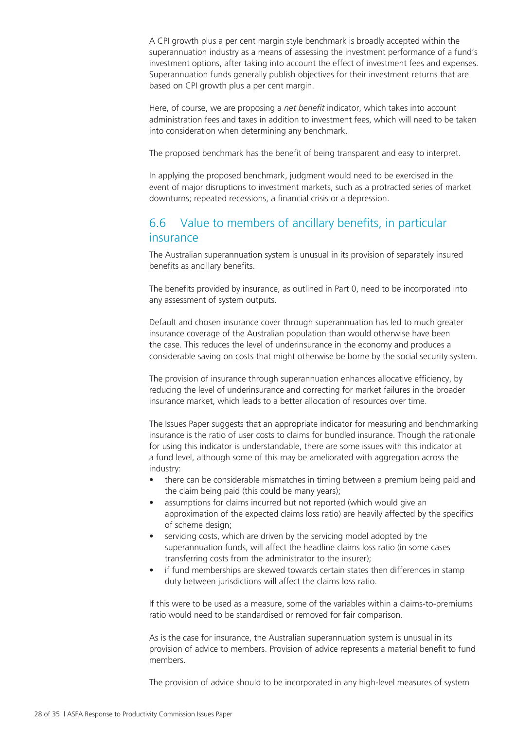A CPI growth plus a per cent margin style benchmark is broadly accepted within the superannuation industry as a means of assessing the investment performance of a fund's investment options, after taking into account the effect of investment fees and expenses. Superannuation funds generally publish objectives for their investment returns that are based on CPI growth plus a per cent margin.

Here, of course, we are proposing a *net benefit* indicator, which takes into account administration fees and taxes in addition to investment fees, which will need to be taken into consideration when determining any benchmark.

The proposed benchmark has the benefit of being transparent and easy to interpret.

In applying the proposed benchmark, judgment would need to be exercised in the event of major disruptions to investment markets, such as a protracted series of market downturns; repeated recessions, a financial crisis or a depression.

## 6.6 Value to members of ancillary benefits, in particular insurance

The Australian superannuation system is unusual in its provision of separately insured benefits as ancillary benefits.

The benefits provided by insurance, as outlined in Part 0, need to be incorporated into any assessment of system outputs.

Default and chosen insurance cover through superannuation has led to much greater insurance coverage of the Australian population than would otherwise have been the case. This reduces the level of underinsurance in the economy and produces a considerable saving on costs that might otherwise be borne by the social security system.

The provision of insurance through superannuation enhances allocative efficiency, by reducing the level of underinsurance and correcting for market failures in the broader insurance market, which leads to a better allocation of resources over time.

The Issues Paper suggests that an appropriate indicator for measuring and benchmarking insurance is the ratio of user costs to claims for bundled insurance. Though the rationale for using this indicator is understandable, there are some issues with this indicator at a fund level, although some of this may be ameliorated with aggregation across the industry:

- there can be considerable mismatches in timing between a premium being paid and the claim being paid (this could be many years);
- assumptions for claims incurred but not reported (which would give an approximation of the expected claims loss ratio) are heavily affected by the specifics of scheme design;
- servicing costs, which are driven by the servicing model adopted by the superannuation funds, will affect the headline claims loss ratio (in some cases transferring costs from the administrator to the insurer);
- if fund memberships are skewed towards certain states then differences in stamp duty between jurisdictions will affect the claims loss ratio.

If this were to be used as a measure, some of the variables within a claims-to-premiums ratio would need to be standardised or removed for fair comparison.

As is the case for insurance, the Australian superannuation system is unusual in its provision of advice to members. Provision of advice represents a material benefit to fund members.

The provision of advice should to be incorporated in any high-level measures of system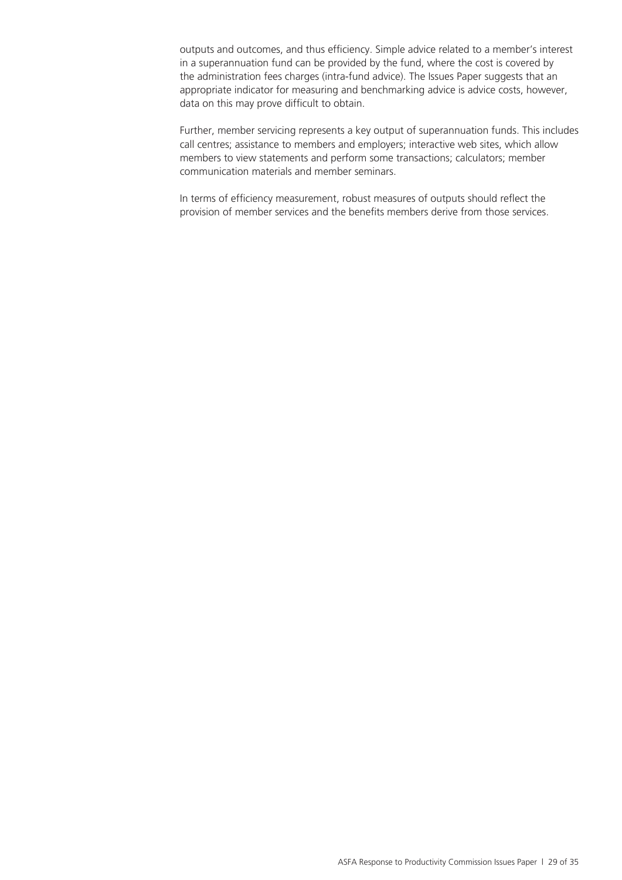outputs and outcomes, and thus efficiency. Simple advice related to a member's interest in a superannuation fund can be provided by the fund, where the cost is covered by the administration fees charges (intra-fund advice). The Issues Paper suggests that an appropriate indicator for measuring and benchmarking advice is advice costs, however, data on this may prove difficult to obtain.

Further, member servicing represents a key output of superannuation funds. This includes call centres; assistance to members and employers; interactive web sites, which allow members to view statements and perform some transactions; calculators; member communication materials and member seminars.

In terms of efficiency measurement, robust measures of outputs should reflect the provision of member services and the benefits members derive from those services.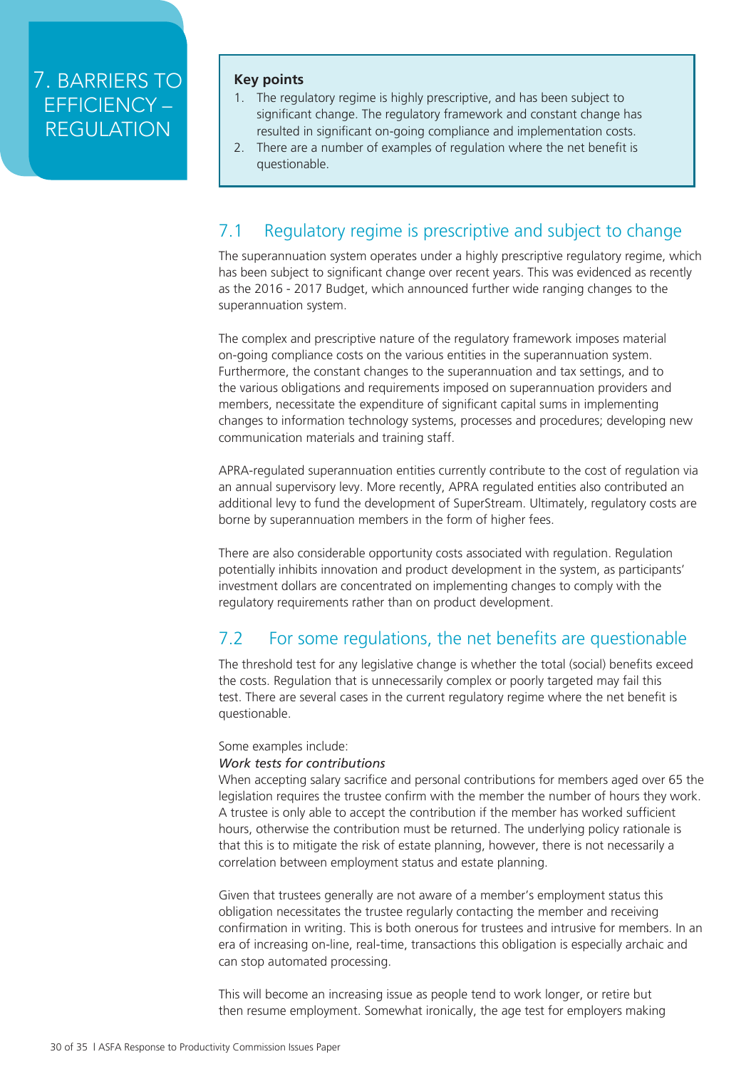# 7. BARRIERS TO EFFICIENCY – REGULATION

**Key points**

1. The regulatory regime is highly prescriptive, and has been subject to significant change. The regulatory framework and constant change has resulted in significant on-going compliance and implementation costs.
2. There are a number of examples of regulation where the net benefit is questionable.

## 7.1 Regulatory regime is prescriptive and subject to change

The superannuation system operates under a highly prescriptive regulatory regime, which has been subject to significant change over recent years. This was evidenced as recently as the 2016 - 2017 Budget, which announced further wide ranging changes to the superannuation system.

The complex and prescriptive nature of the regulatory framework imposes material on-going compliance costs on the various entities in the superannuation system. Furthermore, the constant changes to the superannuation and tax settings, and to the various obligations and requirements imposed on superannuation providers and members, necessitate the expenditure of significant capital sums in implementing changes to information technology systems, processes and procedures; developing new communication materials and training staff.

APRA-regulated superannuation entities currently contribute to the cost of regulation via an annual supervisory levy. More recently, APRA regulated entities also contributed an additional levy to fund the development of SuperStream. Ultimately, regulatory costs are borne by superannuation members in the form of higher fees.

There are also considerable opportunity costs associated with regulation. Regulation potentially inhibits innovation and product development in the system, as participants' investment dollars are concentrated on implementing changes to comply with the regulatory requirements rather than on product development.

## 7.2 For some regulations, the net benefits are questionable

The threshold test for any legislative change is whether the total (social) benefits exceed the costs. Regulation that is unnecessarily complex or poorly targeted may fail this test. There are several cases in the current regulatory regime where the net benefit is questionable.

Some examples include:

*Work tests for contributions*

When accepting salary sacrifice and personal contributions for members aged over 65 the legislation requires the trustee confirm with the member the number of hours they work. A trustee is only able to accept the contribution if the member has worked sufficient hours, otherwise the contribution must be returned. The underlying policy rationale is that this is to mitigate the risk of estate planning, however, there is not necessarily a correlation between employment status and estate planning.

Given that trustees generally are not aware of a member's employment status this obligation necessitates the trustee regularly contacting the member and receiving confirmation in writing. This is both onerous for trustees and intrusive for members. In an era of increasing on-line, real-time, transactions this obligation is especially archaic and can stop automated processing.

This will become an increasing issue as people tend to work longer, or retire but then resume employment. Somewhat ironically, the age test for employers making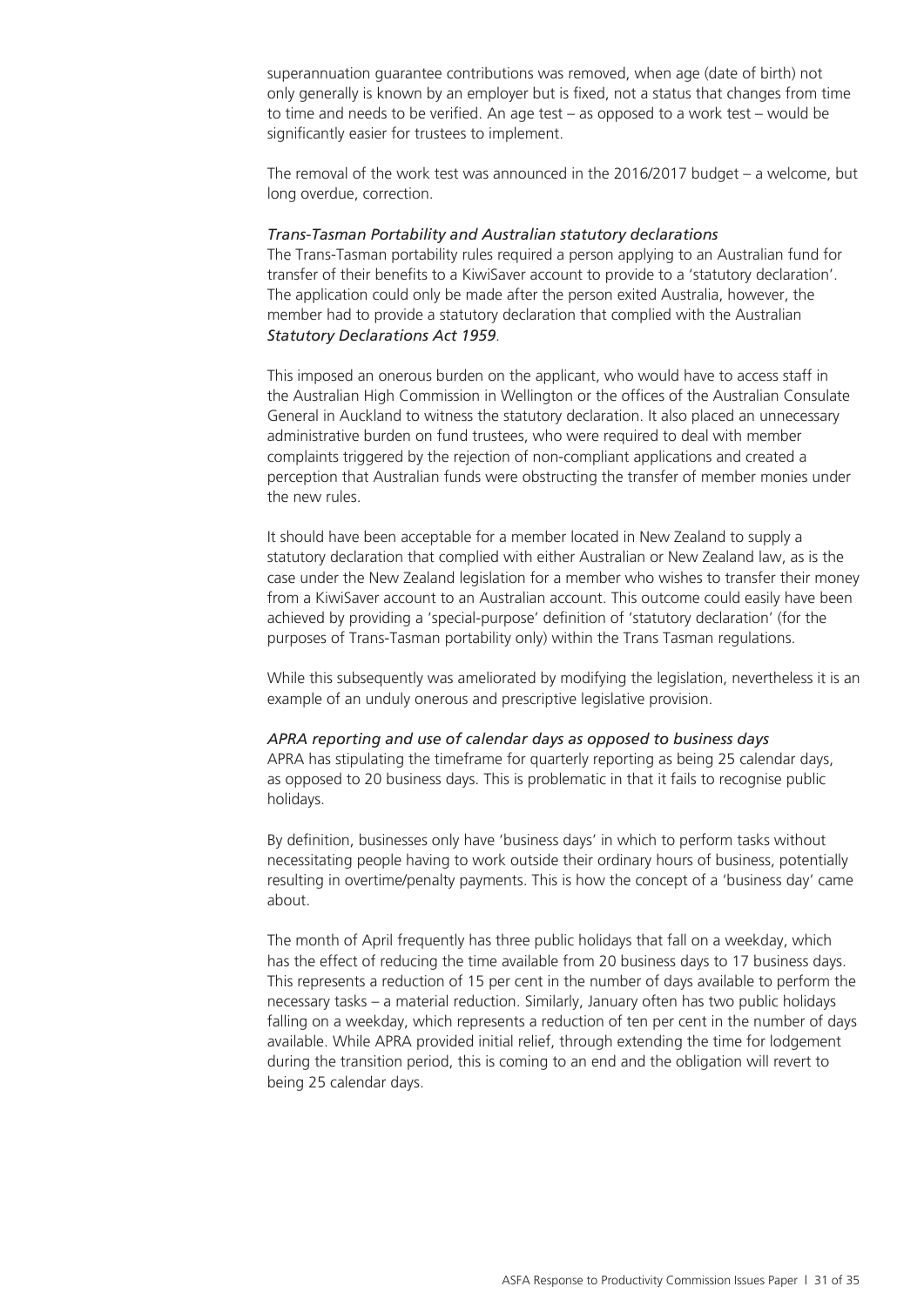superannuation guarantee contributions was removed, when age (date of birth) not only generally is known by an employer but is fixed, not a status that changes from time to time and needs to be verified. An age test – as opposed to a work test – would be significantly easier for trustees to implement.

The removal of the work test was announced in the 2016/2017 budget – a welcome, but long overdue, correction.

*Trans-Tasman Portability and Australian statutory declarations*

The Trans-Tasman portability rules required a person applying to an Australian fund for transfer of their benefits to a KiwiSaver account to provide to a 'statutory declaration'. The application could only be made after the person exited Australia, however, the member had to provide a statutory declaration that complied with the Australian *Statutory Declarations Act 1959*.

This imposed an onerous burden on the applicant, who would have to access staff in the Australian High Commission in Wellington or the offices of the Australian Consulate General in Auckland to witness the statutory declaration. It also placed an unnecessary administrative burden on fund trustees, who were required to deal with member complaints triggered by the rejection of non-compliant applications and created a perception that Australian funds were obstructing the transfer of member monies under the new rules.

It should have been acceptable for a member located in New Zealand to supply a statutory declaration that complied with either Australian or New Zealand law, as is the case under the New Zealand legislation for a member who wishes to transfer their money from a KiwiSaver account to an Australian account. This outcome could easily have been achieved by providing a 'special-purpose' definition of 'statutory declaration' (for the purposes of Trans-Tasman portability only) within the Trans Tasman regulations.

While this subsequently was ameliorated by modifying the legislation, nevertheless it is an example of an unduly onerous and prescriptive legislative provision.

*APRA reporting and use of calendar days as opposed to business days*

APRA has stipulating the timeframe for quarterly reporting as being 25 calendar days, as opposed to 20 business days. This is problematic in that it fails to recognise public holidays.

By definition, businesses only have 'business days' in which to perform tasks without necessitating people having to work outside their ordinary hours of business, potentially resulting in overtime/penalty payments. This is how the concept of a 'business day' came about.

The month of April frequently has three public holidays that fall on a weekday, which has the effect of reducing the time available from 20 business days to 17 business days. This represents a reduction of 15 per cent in the number of days available to perform the necessary tasks – a material reduction. Similarly, January often has two public holidays falling on a weekday, which represents a reduction of ten per cent in the number of days available. While APRA provided initial relief, through extending the time for lodgement during the transition period, this is coming to an end and the obligation will revert to being 25 calendar days.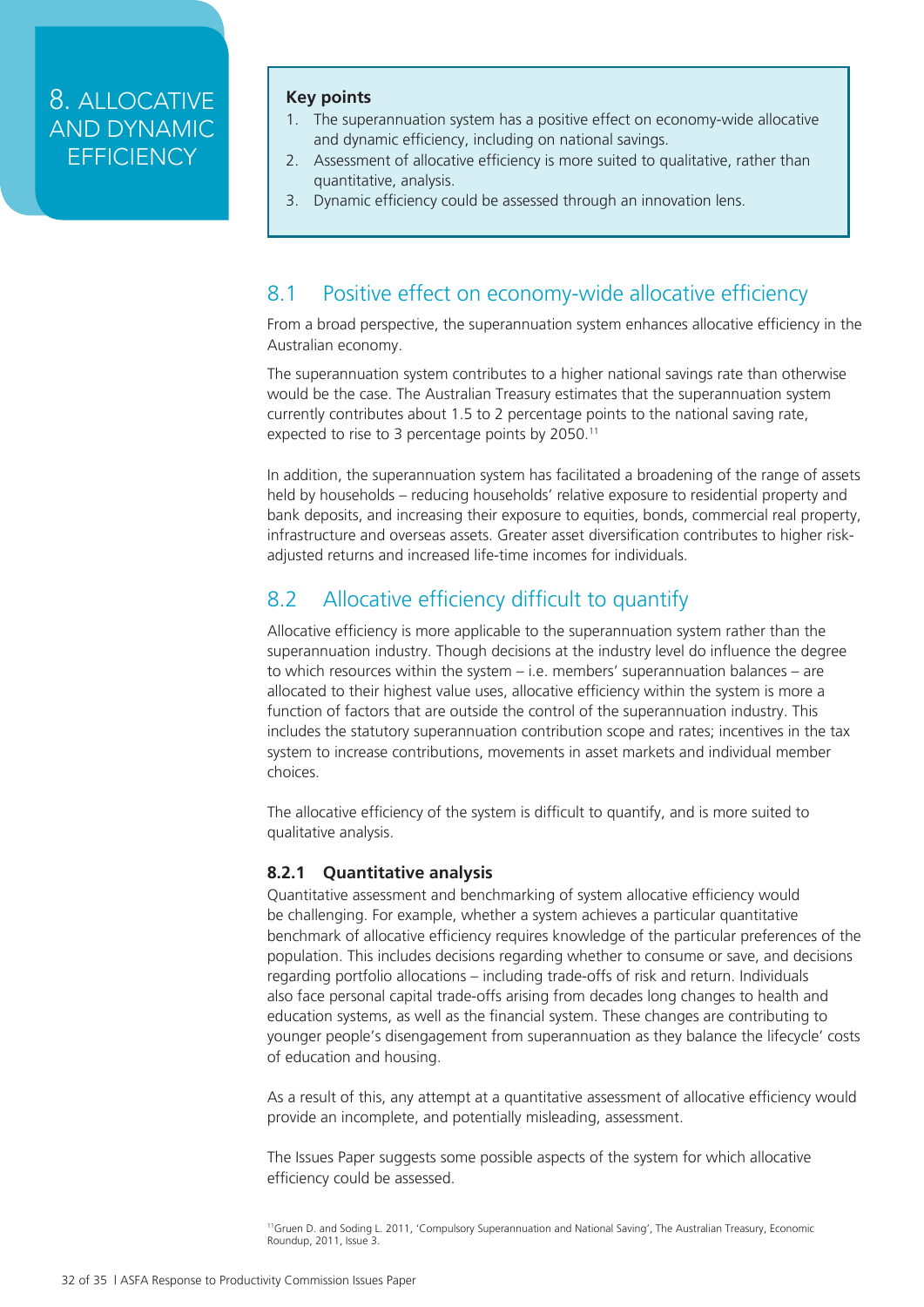# 8. ALLOCATIVE AND DYNAMIC EFFICIENCY

**Key points**

1. The superannuation system has a positive effect on economy-wide allocative and dynamic efficiency, including on national savings.
2. Assessment of allocative efficiency is more suited to qualitative, rather than quantitative, analysis.
3. Dynamic efficiency could be assessed through an innovation lens.

## 8.1 Positive effect on economy-wide allocative efficiency

From a broad perspective, the superannuation system enhances allocative efficiency in the Australian economy.

The superannuation system contributes to a higher national savings rate than otherwise would be the case. The Australian Treasury estimates that the superannuation system currently contributes about 1.5 to 2 percentage points to the national saving rate, expected to rise to 3 percentage points by 2050.[11]

In addition, the superannuation system has facilitated a broadening of the range of assets held by households – reducing households' relative exposure to residential property and bank deposits, and increasing their exposure to equities, bonds, commercial real property, infrastructure and overseas assets. Greater asset diversification contributes to higher risk-adjusted returns and increased life-time incomes for individuals.

## 8.2 Allocative efficiency difficult to quantify

Allocative efficiency is more applicable to the superannuation system rather than the superannuation industry. Though decisions at the industry level do influence the degree to which resources within the system – i.e. members' superannuation balances – are allocated to their highest value uses, allocative efficiency within the system is more a function of factors that are outside the control of the superannuation industry. This includes the statutory superannuation contribution scope and rates; incentives in the tax system to increase contributions, movements in asset markets and individual member choices.

The allocative efficiency of the system is difficult to quantify, and is more suited to qualitative analysis.

### 8.2.1 Quantitative analysis

Quantitative assessment and benchmarking of system allocative efficiency would be challenging. For example, whether a system achieves a particular quantitative benchmark of allocative efficiency requires knowledge of the particular preferences of the population. This includes decisions regarding whether to consume or save, and decisions regarding portfolio allocations – including trade-offs of risk and return. Individuals also face personal capital trade-offs arising from decades long changes to health and education systems, as well as the financial system. These changes are contributing to younger people's disengagement from superannuation as they balance the lifecycle' costs of education and housing.

As a result of this, any attempt at a quantitative assessment of allocative efficiency would provide an incomplete, and potentially misleading, assessment.

The Issues Paper suggests some possible aspects of the system for which allocative efficiency could be assessed.

[11] Gruen D. and Soding L. 2011, 'Compulsory Superannuation and National Saving', The Australian Treasury, Economic Roundup, 2011, Issue 3.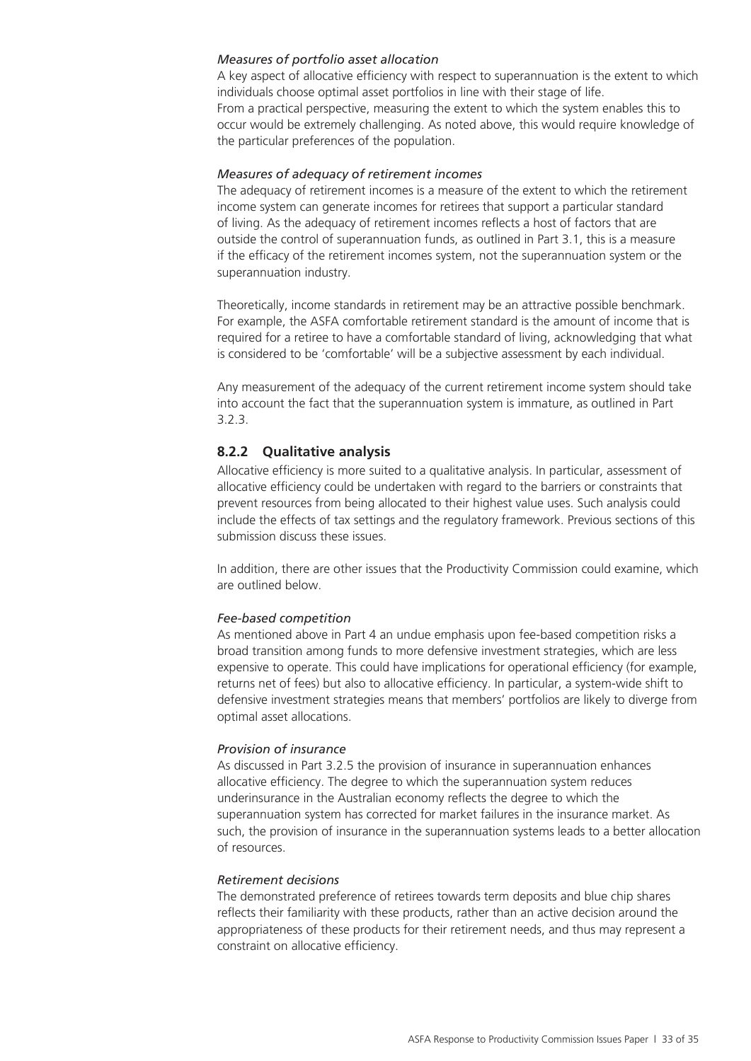*Measures of portfolio asset allocation*

A key aspect of allocative efficiency with respect to superannuation is the extent to which individuals choose optimal asset portfolios in line with their stage of life. From a practical perspective, measuring the extent to which the system enables this to occur would be extremely challenging. As noted above, this would require knowledge of the particular preferences of the population.

*Measures of adequacy of retirement incomes*

The adequacy of retirement incomes is a measure of the extent to which the retirement income system can generate incomes for retirees that support a particular standard of living. As the adequacy of retirement incomes reflects a host of factors that are outside the control of superannuation funds, as outlined in Part 3.1, this is a measure if the efficacy of the retirement incomes system, not the superannuation system or the superannuation industry.

Theoretically, income standards in retirement may be an attractive possible benchmark. For example, the ASFA comfortable retirement standard is the amount of income that is required for a retiree to have a comfortable standard of living, acknowledging that what is considered to be 'comfortable' will be a subjective assessment by each individual.

Any measurement of the adequacy of the current retirement income system should take into account the fact that the superannuation system is immature, as outlined in Part 3.2.3.

### 8.2.2 Qualitative analysis

Allocative efficiency is more suited to a qualitative analysis. In particular, assessment of allocative efficiency could be undertaken with regard to the barriers or constraints that prevent resources from being allocated to their highest value uses. Such analysis could include the effects of tax settings and the regulatory framework. Previous sections of this submission discuss these issues.

In addition, there are other issues that the Productivity Commission could examine, which are outlined below.

*Fee-based competition*

As mentioned above in Part 4 an undue emphasis upon fee-based competition risks a broad transition among funds to more defensive investment strategies, which are less expensive to operate. This could have implications for operational efficiency (for example, returns net of fees) but also to allocative efficiency. In particular, a system-wide shift to defensive investment strategies means that members' portfolios are likely to diverge from optimal asset allocations.

*Provision of insurance*

As discussed in Part 3.2.5 the provision of insurance in superannuation enhances allocative efficiency. The degree to which the superannuation system reduces underinsurance in the Australian economy reflects the degree to which the superannuation system has corrected for market failures in the insurance market. As such, the provision of insurance in the superannuation systems leads to a better allocation of resources.

*Retirement decisions*

The demonstrated preference of retirees towards term deposits and blue chip shares reflects their familiarity with these products, rather than an active decision around the appropriateness of these products for their retirement needs, and thus may represent a constraint on allocative efficiency.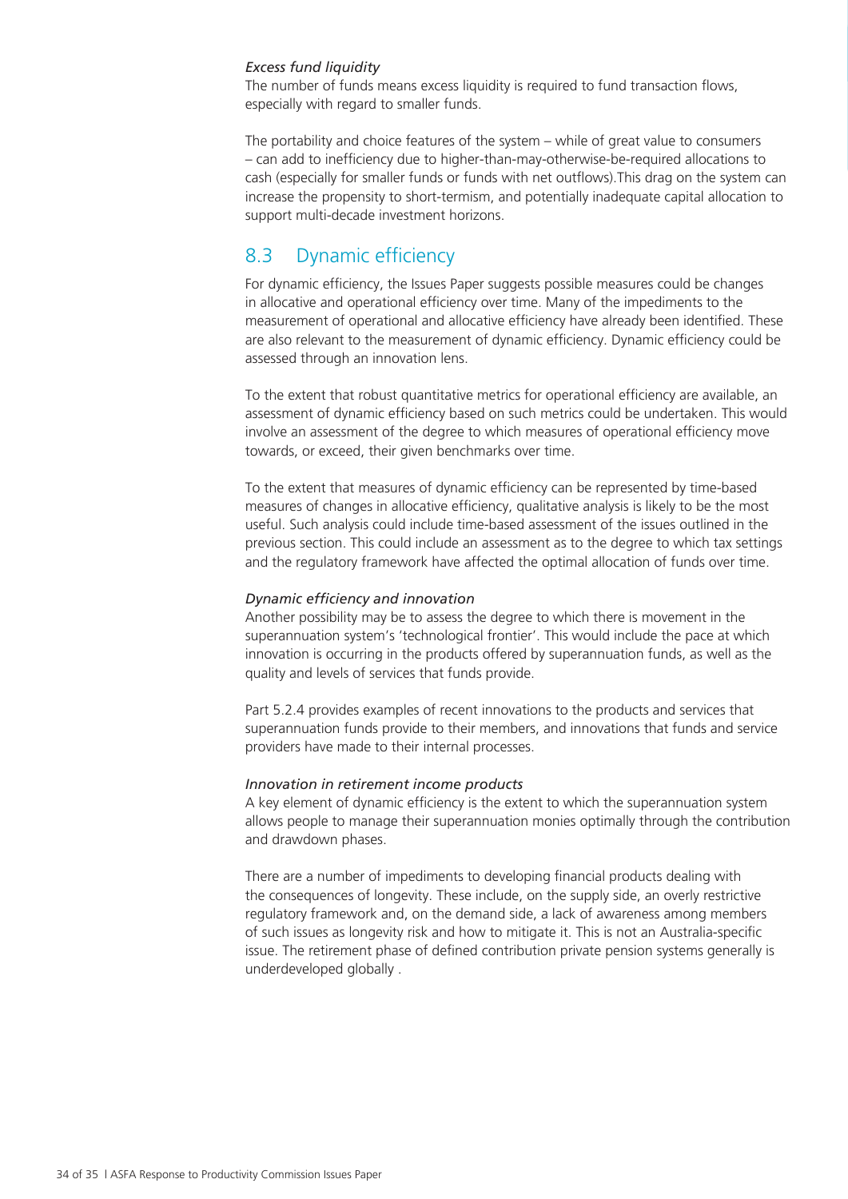*Excess fund liquidity*

The number of funds means excess liquidity is required to fund transaction flows, especially with regard to smaller funds.

The portability and choice features of the system – while of great value to consumers – can add to inefficiency due to higher-than-may-otherwise-be-required allocations to cash (especially for smaller funds or funds with net outflows).This drag on the system can increase the propensity to short-termism, and potentially inadequate capital allocation to support multi-decade investment horizons.

## 8.3 Dynamic efficiency

For dynamic efficiency, the Issues Paper suggests possible measures could be changes in allocative and operational efficiency over time. Many of the impediments to the measurement of operational and allocative efficiency have already been identified. These are also relevant to the measurement of dynamic efficiency. Dynamic efficiency could be assessed through an innovation lens.

To the extent that robust quantitative metrics for operational efficiency are available, an assessment of dynamic efficiency based on such metrics could be undertaken. This would involve an assessment of the degree to which measures of operational efficiency move towards, or exceed, their given benchmarks over time.

To the extent that measures of dynamic efficiency can be represented by time-based measures of changes in allocative efficiency, qualitative analysis is likely to be the most useful. Such analysis could include time-based assessment of the issues outlined in the previous section. This could include an assessment as to the degree to which tax settings and the regulatory framework have affected the optimal allocation of funds over time.

*Dynamic efficiency and innovation*

Another possibility may be to assess the degree to which there is movement in the superannuation system's 'technological frontier'. This would include the pace at which innovation is occurring in the products offered by superannuation funds, as well as the quality and levels of services that funds provide.

Part 5.2.4 provides examples of recent innovations to the products and services that superannuation funds provide to their members, and innovations that funds and service providers have made to their internal processes.

*Innovation in retirement income products*

A key element of dynamic efficiency is the extent to which the superannuation system allows people to manage their superannuation monies optimally through the contribution and drawdown phases.

There are a number of impediments to developing financial products dealing with the consequences of longevity. These include, on the supply side, an overly restrictive regulatory framework and, on the demand side, a lack of awareness among members of such issues as longevity risk and how to mitigate it. This is not an Australia-specific issue. The retirement phase of defined contribution private pension systems generally is underdeveloped globally .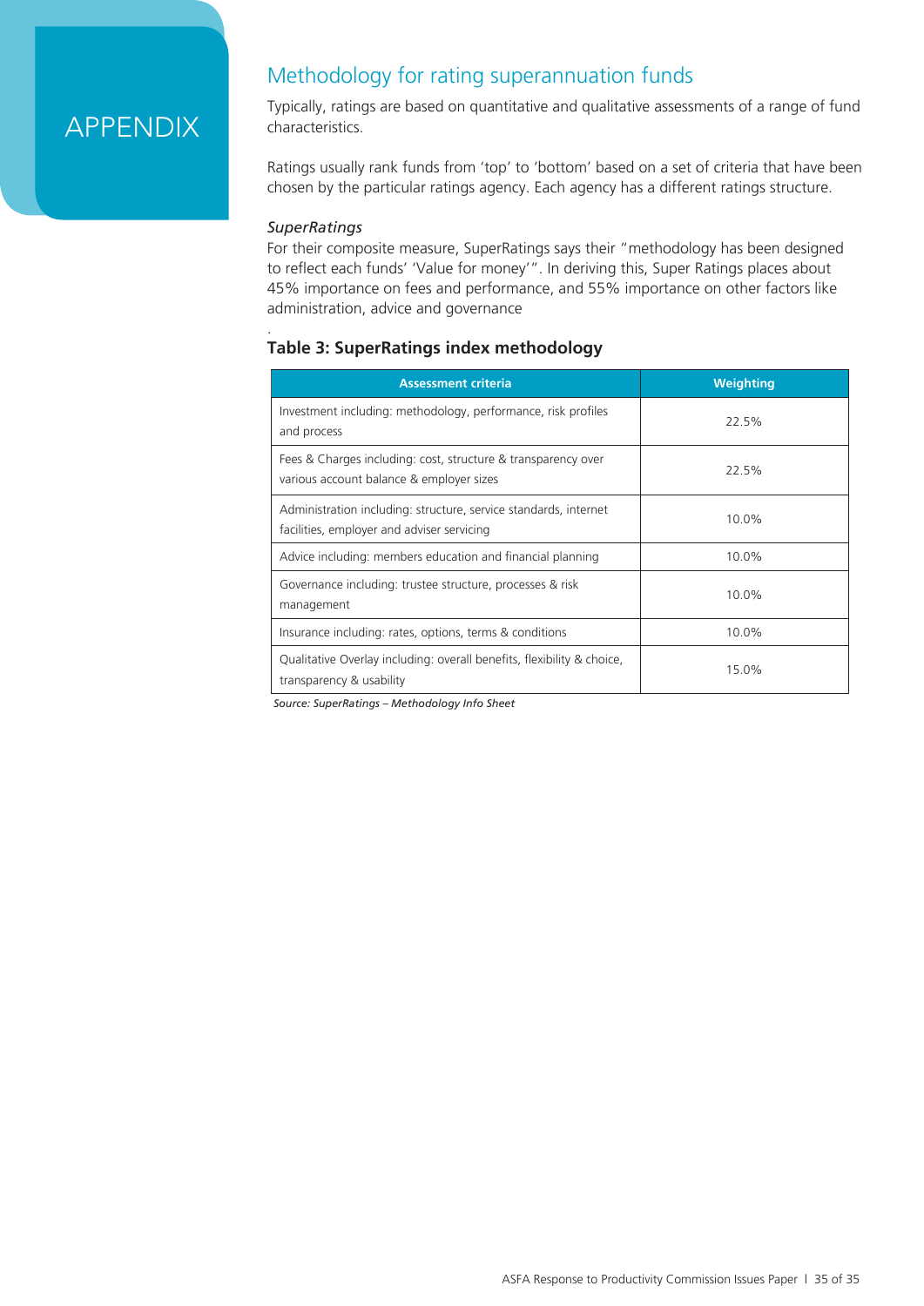# APPENDIX

## Methodology for rating superannuation funds

Typically, ratings are based on quantitative and qualitative assessments of a range of fund characteristics.

Ratings usually rank funds from 'top' to 'bottom' based on a set of criteria that have been chosen by the particular ratings agency. Each agency has a different ratings structure.

*SuperRatings*

For their composite measure, SuperRatings says their "methodology has been designed to reflect each funds' 'Value for money'". In deriving this, Super Ratings places about 45% importance on fees and performance, and 55% importance on other factors like administration, advice and governance

.

**Table 3: SuperRatings index methodology**

| Assessment criteria | Weighting |
|---|---|
| Investment including: methodology, performance, risk profiles and process | 22.5% |
| Fees & Charges including: cost, structure & transparency over various account balance & employer sizes | 22.5% |
| Administration including: structure, service standards, internet facilities, employer and adviser servicing | 10.0% |
| Advice including: members education and financial planning | 10.0% |
| Governance including: trustee structure, processes & risk management | 10.0% |
| Insurance including: rates, options, terms & conditions | 10.0% |
| Qualitative Overlay including: overall benefits, flexibility & choice, transparency & usability | 15.0% |

*Source: SuperRatings – Methodology Info Sheet*